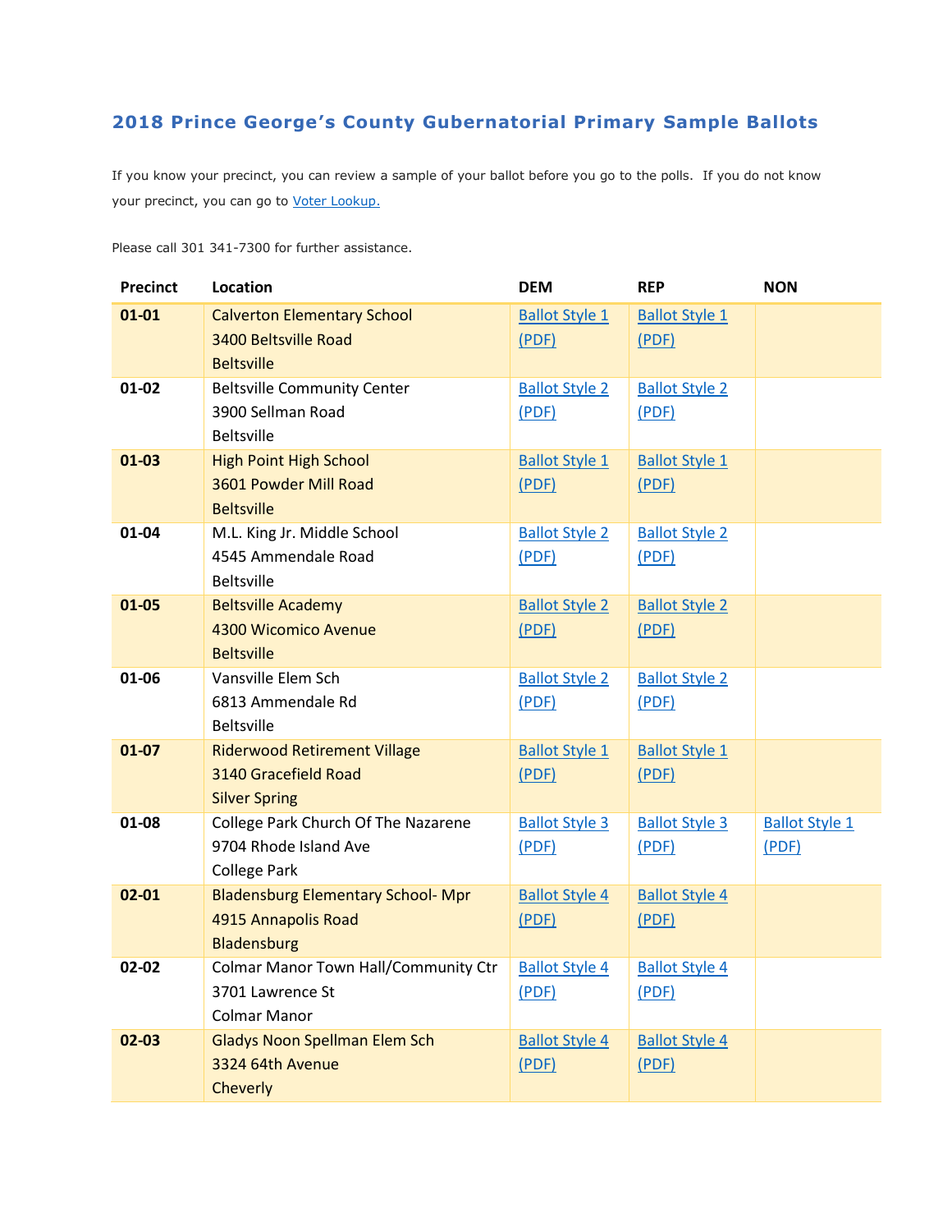## 2018 Prince George's County Gubernatorial Primary Sample Ballots

If you know your precinct, you can review a sample of your ballot before you go to the polls. If you do not know your precinct, you can go to Voter Lookup.

Please call 301 341-7300 for further assistance.

| Precinct | Location | DEM | REP | NON |
|---|---|---|---|---|
| **01-01** | Calverton Elementary School<br>3400 Beltsville Road<br>Beltsville | Ballot Style 1 (PDF) | Ballot Style 1 (PDF) | |
| **01-02** | Beltsville Community Center<br>3900 Sellman Road<br>Beltsville | Ballot Style 2 (PDF) | Ballot Style 2 (PDF) | |
| **01-03** | High Point High School<br>3601 Powder Mill Road<br>Beltsville | Ballot Style 1 (PDF) | Ballot Style 1 (PDF) | |
| **01-04** | M.L. King Jr. Middle School<br>4545 Ammendale Road<br>Beltsville | Ballot Style 2 (PDF) | Ballot Style 2 (PDF) | |
| **01-05** | Beltsville Academy<br>4300 Wicomico Avenue<br>Beltsville | Ballot Style 2 (PDF) | Ballot Style 2 (PDF) | |
| **01-06** | Vansville Elem Sch<br>6813 Ammendale Rd<br>Beltsville | Ballot Style 2 (PDF) | Ballot Style 2 (PDF) | |
| **01-07** | Riderwood Retirement Village<br>3140 Gracefield Road<br>Silver Spring | Ballot Style 1 (PDF) | Ballot Style 1 (PDF) | |
| **01-08** | College Park Church Of The Nazarene<br>9704 Rhode Island Ave<br>College Park | Ballot Style 3 (PDF) | Ballot Style 3 (PDF) | Ballot Style 1 (PDF) |
| **02-01** | Bladensburg Elementary School- Mpr<br>4915 Annapolis Road<br>Bladensburg | Ballot Style 4 (PDF) | Ballot Style 4 (PDF) | |
| **02-02** | Colmar Manor Town Hall/Community Ctr<br>3701 Lawrence St<br>Colmar Manor | Ballot Style 4 (PDF) | Ballot Style 4 (PDF) | |
| **02-03** | Gladys Noon Spellman Elem Sch<br>3324 64th Avenue<br>Cheverly | Ballot Style 4 (PDF) | Ballot Style 4 (PDF) | |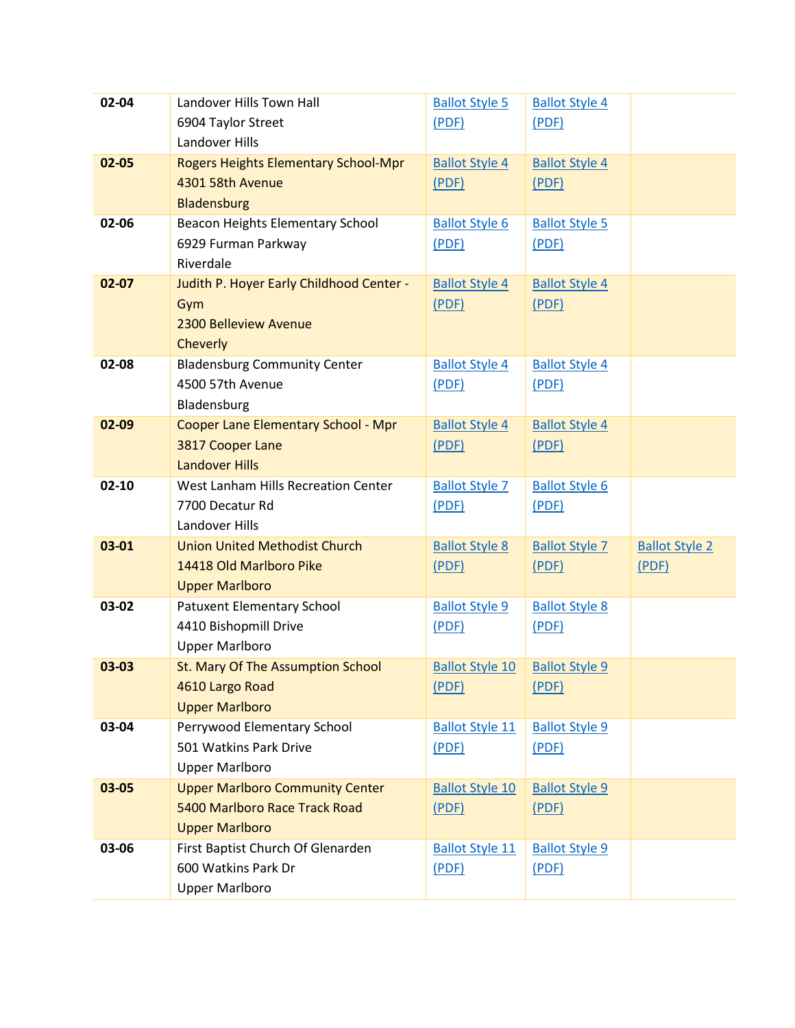| | | | | |
|---|---|---|---|---|
| **02-04** | Landover Hills Town Hall<br>6904 Taylor Street<br>Landover Hills | Ballot Style 5 (PDF) | Ballot Style 4 (PDF) | |
| **02-05** | Rogers Heights Elementary School-Mpr<br>4301 58th Avenue<br>Bladensburg | Ballot Style 4 (PDF) | Ballot Style 4 (PDF) | |
| **02-06** | Beacon Heights Elementary School<br>6929 Furman Parkway<br>Riverdale | Ballot Style 6 (PDF) | Ballot Style 5 (PDF) | |
| **02-07** | Judith P. Hoyer Early Childhood Center - Gym<br>2300 Belleview Avenue<br>Cheverly | Ballot Style 4 (PDF) | Ballot Style 4 (PDF) | |
| **02-08** | Bladensburg Community Center<br>4500 57th Avenue<br>Bladensburg | Ballot Style 4 (PDF) | Ballot Style 4 (PDF) | |
| **02-09** | Cooper Lane Elementary School - Mpr<br>3817 Cooper Lane<br>Landover Hills | Ballot Style 4 (PDF) | Ballot Style 4 (PDF) | |
| **02-10** | West Lanham Hills Recreation Center<br>7700 Decatur Rd<br>Landover Hills | Ballot Style 7 (PDF) | Ballot Style 6 (PDF) | |
| **03-01** | Union United Methodist Church<br>14418 Old Marlboro Pike<br>Upper Marlboro | Ballot Style 8 (PDF) | Ballot Style 7 (PDF) | Ballot Style 2 (PDF) |
| **03-02** | Patuxent Elementary School<br>4410 Bishopmill Drive<br>Upper Marlboro | Ballot Style 9 (PDF) | Ballot Style 8 (PDF) | |
| **03-03** | St. Mary Of The Assumption School<br>4610 Largo Road<br>Upper Marlboro | Ballot Style 10 (PDF) | Ballot Style 9 (PDF) | |
| **03-04** | Perrywood Elementary School<br>501 Watkins Park Drive<br>Upper Marlboro | Ballot Style 11 (PDF) | Ballot Style 9 (PDF) | |
| **03-05** | Upper Marlboro Community Center<br>5400 Marlboro Race Track Road<br>Upper Marlboro | Ballot Style 10 (PDF) | Ballot Style 9 (PDF) | |
| **03-06** | First Baptist Church Of Glenarden<br>600 Watkins Park Dr<br>Upper Marlboro | Ballot Style 11 (PDF) | Ballot Style 9 (PDF) | |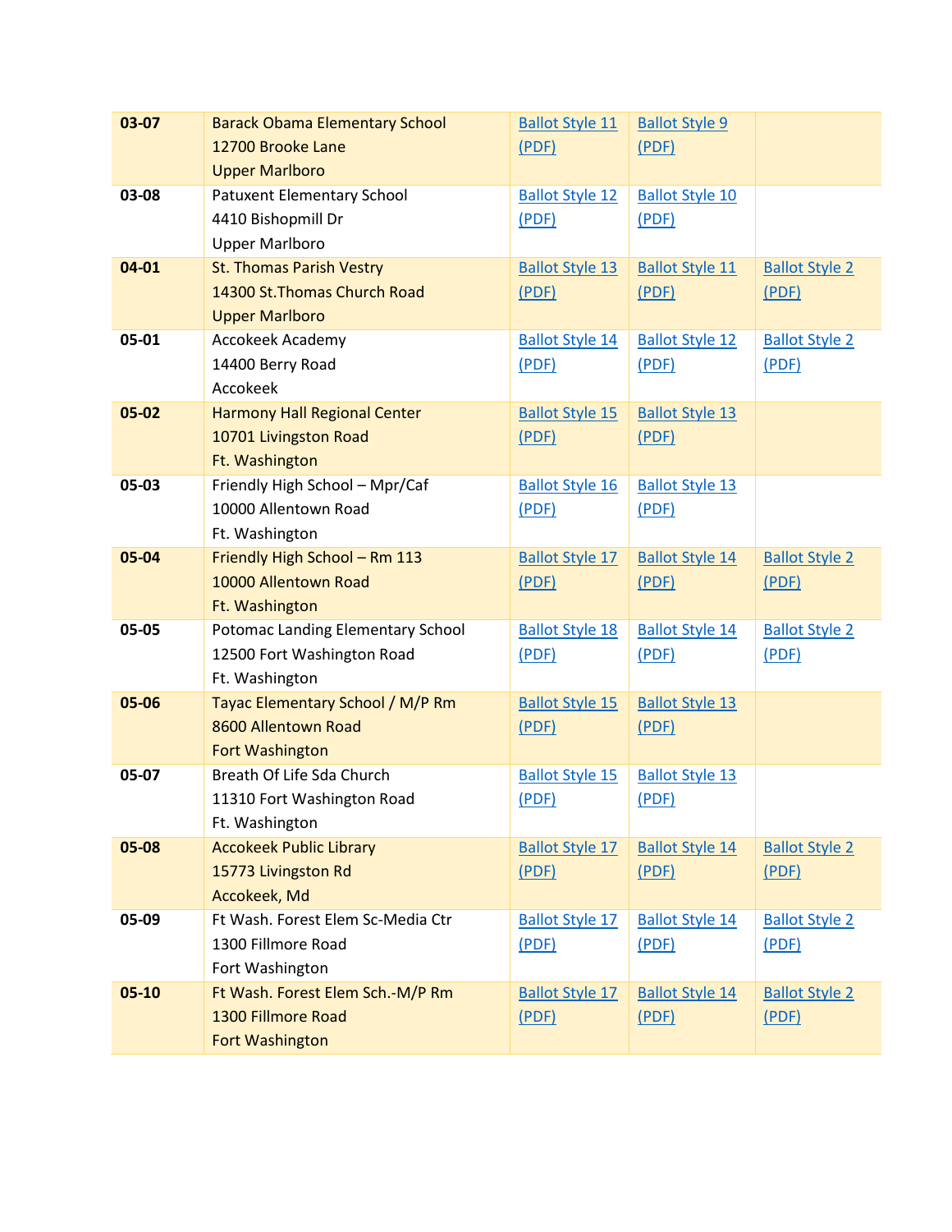| | | | | |
|---|---|---|---|---|
| **03-07** | Barack Obama Elementary School<br>12700 Brooke Lane<br>Upper Marlboro | Ballot Style 11 (PDF) | Ballot Style 9 (PDF) | |
| **03-08** | Patuxent Elementary School<br>4410 Bishopmill Dr<br>Upper Marlboro | Ballot Style 12 (PDF) | Ballot Style 10 (PDF) | |
| **04-01** | St. Thomas Parish Vestry<br>14300 St.Thomas Church Road<br>Upper Marlboro | Ballot Style 13 (PDF) | Ballot Style 11 (PDF) | Ballot Style 2 (PDF) |
| **05-01** | Accokeek Academy<br>14400 Berry Road<br>Accokeek | Ballot Style 14 (PDF) | Ballot Style 12 (PDF) | Ballot Style 2 (PDF) |
| **05-02** | Harmony Hall Regional Center<br>10701 Livingston Road<br>Ft. Washington | Ballot Style 15 (PDF) | Ballot Style 13 (PDF) | |
| **05-03** | Friendly High School – Mpr/Caf<br>10000 Allentown Road<br>Ft. Washington | Ballot Style 16 (PDF) | Ballot Style 13 (PDF) | |
| **05-04** | Friendly High School – Rm 113<br>10000 Allentown Road<br>Ft. Washington | Ballot Style 17 (PDF) | Ballot Style 14 (PDF) | Ballot Style 2 (PDF) |
| **05-05** | Potomac Landing Elementary School<br>12500 Fort Washington Road<br>Ft. Washington | Ballot Style 18 (PDF) | Ballot Style 14 (PDF) | Ballot Style 2 (PDF) |
| **05-06** | Tayac Elementary School / M/P Rm<br>8600 Allentown Road<br>Fort Washington | Ballot Style 15 (PDF) | Ballot Style 13 (PDF) | |
| **05-07** | Breath Of Life Sda Church<br>11310 Fort Washington Road<br>Ft. Washington | Ballot Style 15 (PDF) | Ballot Style 13 (PDF) | |
| **05-08** | Accokeek Public Library<br>15773 Livingston Rd<br>Accokeek, Md | Ballot Style 17 (PDF) | Ballot Style 14 (PDF) | Ballot Style 2 (PDF) |
| **05-09** | Ft Wash. Forest Elem Sc-Media Ctr<br>1300 Fillmore Road<br>Fort Washington | Ballot Style 17 (PDF) | Ballot Style 14 (PDF) | Ballot Style 2 (PDF) |
| **05-10** | Ft Wash. Forest Elem Sch.-M/P Rm<br>1300 Fillmore Road<br>Fort Washington | Ballot Style 17 (PDF) | Ballot Style 14 (PDF) | Ballot Style 2 (PDF) |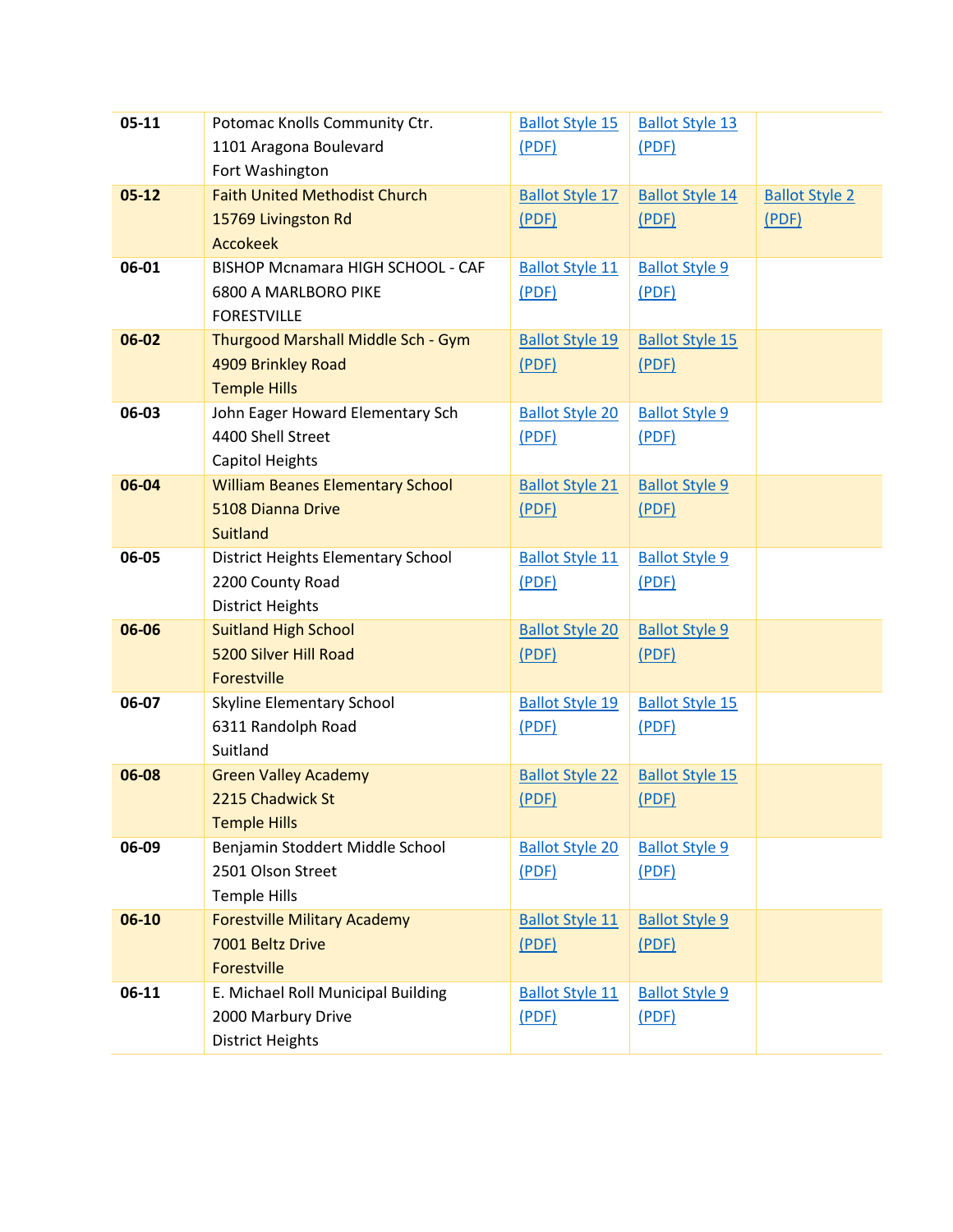| | | | | |
|---|---|---|---|---|
| **05-11** | Potomac Knolls Community Ctr.<br>1101 Aragona Boulevard<br>Fort Washington | Ballot Style 15 (PDF) | Ballot Style 13 (PDF) | |
| **05-12** | Faith United Methodist Church<br>15769 Livingston Rd<br>Accokeek | Ballot Style 17 (PDF) | Ballot Style 14 (PDF) | Ballot Style 2 (PDF) |
| **06-01** | BISHOP Mcnamara HIGH SCHOOL - CAF<br>6800 A MARLBORO PIKE<br>FORESTVILLE | Ballot Style 11 (PDF) | Ballot Style 9 (PDF) | |
| **06-02** | Thurgood Marshall Middle Sch - Gym<br>4909 Brinkley Road<br>Temple Hills | Ballot Style 19 (PDF) | Ballot Style 15 (PDF) | |
| **06-03** | John Eager Howard Elementary Sch<br>4400 Shell Street<br>Capitol Heights | Ballot Style 20 (PDF) | Ballot Style 9 (PDF) | |
| **06-04** | William Beanes Elementary School<br>5108 Dianna Drive<br>Suitland | Ballot Style 21 (PDF) | Ballot Style 9 (PDF) | |
| **06-05** | District Heights Elementary School<br>2200 County Road<br>District Heights | Ballot Style 11 (PDF) | Ballot Style 9 (PDF) | |
| **06-06** | Suitland High School<br>5200 Silver Hill Road<br>Forestville | Ballot Style 20 (PDF) | Ballot Style 9 (PDF) | |
| **06-07** | Skyline Elementary School<br>6311 Randolph Road<br>Suitland | Ballot Style 19 (PDF) | Ballot Style 15 (PDF) | |
| **06-08** | Green Valley Academy<br>2215 Chadwick St<br>Temple Hills | Ballot Style 22 (PDF) | Ballot Style 15 (PDF) | |
| **06-09** | Benjamin Stoddert Middle School<br>2501 Olson Street<br>Temple Hills | Ballot Style 20 (PDF) | Ballot Style 9 (PDF) | |
| **06-10** | Forestville Military Academy<br>7001 Beltz Drive<br>Forestville | Ballot Style 11 (PDF) | Ballot Style 9 (PDF) | |
| **06-11** | E. Michael Roll Municipal Building<br>2000 Marbury Drive<br>District Heights | Ballot Style 11 (PDF) | Ballot Style 9 (PDF) | |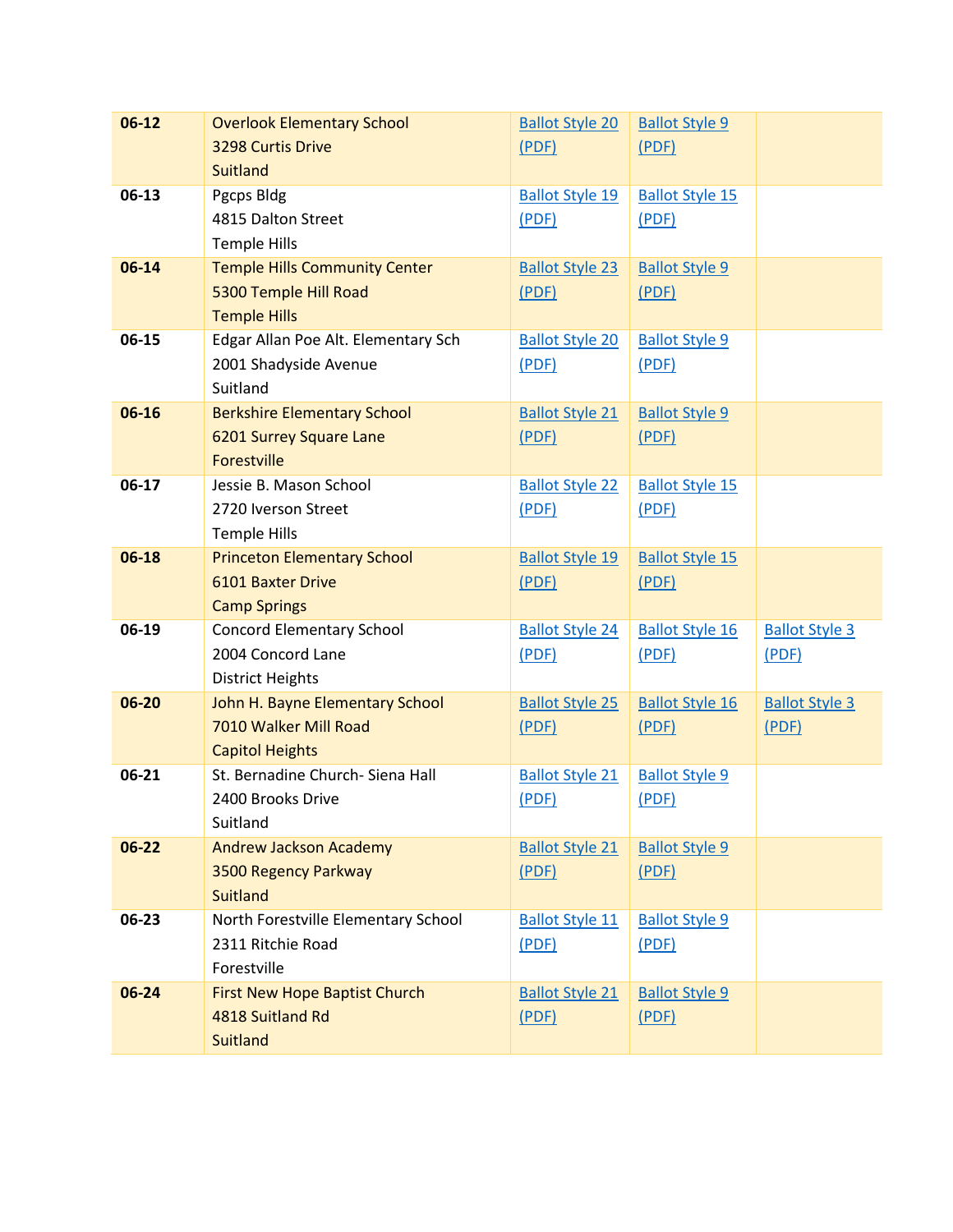| | | | | |
|---|---|---|---|---|
| **06-12** | Overlook Elementary School<br>3298 Curtis Drive<br>Suitland | Ballot Style 20 (PDF) | Ballot Style 9 (PDF) | |
| **06-13** | Pgcps Bldg<br>4815 Dalton Street<br>Temple Hills | Ballot Style 19 (PDF) | Ballot Style 15 (PDF) | |
| **06-14** | Temple Hills Community Center<br>5300 Temple Hill Road<br>Temple Hills | Ballot Style 23 (PDF) | Ballot Style 9 (PDF) | |
| **06-15** | Edgar Allan Poe Alt. Elementary Sch<br>2001 Shadyside Avenue<br>Suitland | Ballot Style 20 (PDF) | Ballot Style 9 (PDF) | |
| **06-16** | Berkshire Elementary School<br>6201 Surrey Square Lane<br>Forestville | Ballot Style 21 (PDF) | Ballot Style 9 (PDF) | |
| **06-17** | Jessie B. Mason School<br>2720 Iverson Street<br>Temple Hills | Ballot Style 22 (PDF) | Ballot Style 15 (PDF) | |
| **06-18** | Princeton Elementary School<br>6101 Baxter Drive<br>Camp Springs | Ballot Style 19 (PDF) | Ballot Style 15 (PDF) | |
| **06-19** | Concord Elementary School<br>2004 Concord Lane<br>District Heights | Ballot Style 24 (PDF) | Ballot Style 16 (PDF) | Ballot Style 3 (PDF) |
| **06-20** | John H. Bayne Elementary School<br>7010 Walker Mill Road<br>Capitol Heights | Ballot Style 25 (PDF) | Ballot Style 16 (PDF) | Ballot Style 3 (PDF) |
| **06-21** | St. Bernadine Church- Siena Hall<br>2400 Brooks Drive<br>Suitland | Ballot Style 21 (PDF) | Ballot Style 9 (PDF) | |
| **06-22** | Andrew Jackson Academy<br>3500 Regency Parkway<br>Suitland | Ballot Style 21 (PDF) | Ballot Style 9 (PDF) | |
| **06-23** | North Forestville Elementary School<br>2311 Ritchie Road<br>Forestville | Ballot Style 11 (PDF) | Ballot Style 9 (PDF) | |
| **06-24** | First New Hope Baptist Church<br>4818 Suitland Rd<br>Suitland | Ballot Style 21 (PDF) | Ballot Style 9 (PDF) | |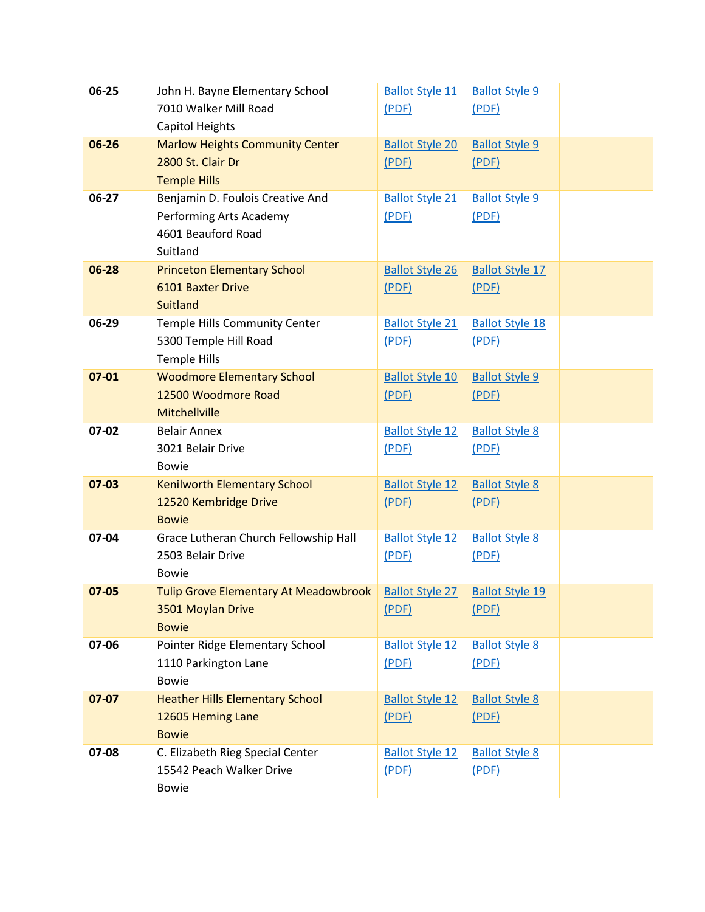| | | | | |
|---|---|---|---|---|
| **06-25** | John H. Bayne Elementary School<br>7010 Walker Mill Road<br>Capitol Heights | Ballot Style 11 (PDF) | Ballot Style 9 (PDF) | |
| **06-26** | Marlow Heights Community Center<br>2800 St. Clair Dr<br>Temple Hills | Ballot Style 20 (PDF) | Ballot Style 9 (PDF) | |
| **06-27** | Benjamin D. Foulois Creative And Performing Arts Academy<br>4601 Beauford Road<br>Suitland | Ballot Style 21 (PDF) | Ballot Style 9 (PDF) | |
| **06-28** | Princeton Elementary School<br>6101 Baxter Drive<br>Suitland | Ballot Style 26 (PDF) | Ballot Style 17 (PDF) | |
| **06-29** | Temple Hills Community Center<br>5300 Temple Hill Road<br>Temple Hills | Ballot Style 21 (PDF) | Ballot Style 18 (PDF) | |
| **07-01** | Woodmore Elementary School<br>12500 Woodmore Road<br>Mitchellville | Ballot Style 10 (PDF) | Ballot Style 9 (PDF) | |
| **07-02** | Belair Annex<br>3021 Belair Drive<br>Bowie | Ballot Style 12 (PDF) | Ballot Style 8 (PDF) | |
| **07-03** | Kenilworth Elementary School<br>12520 Kembridge Drive<br>Bowie | Ballot Style 12 (PDF) | Ballot Style 8 (PDF) | |
| **07-04** | Grace Lutheran Church Fellowship Hall<br>2503 Belair Drive<br>Bowie | Ballot Style 12 (PDF) | Ballot Style 8 (PDF) | |
| **07-05** | Tulip Grove Elementary At Meadowbrook<br>3501 Moylan Drive<br>Bowie | Ballot Style 27 (PDF) | Ballot Style 19 (PDF) | |
| **07-06** | Pointer Ridge Elementary School<br>1110 Parkington Lane<br>Bowie | Ballot Style 12 (PDF) | Ballot Style 8 (PDF) | |
| **07-07** | Heather Hills Elementary School<br>12605 Heming Lane<br>Bowie | Ballot Style 12 (PDF) | Ballot Style 8 (PDF) | |
| **07-08** | C. Elizabeth Rieg Special Center<br>15542 Peach Walker Drive<br>Bowie | Ballot Style 12 (PDF) | Ballot Style 8 (PDF) | |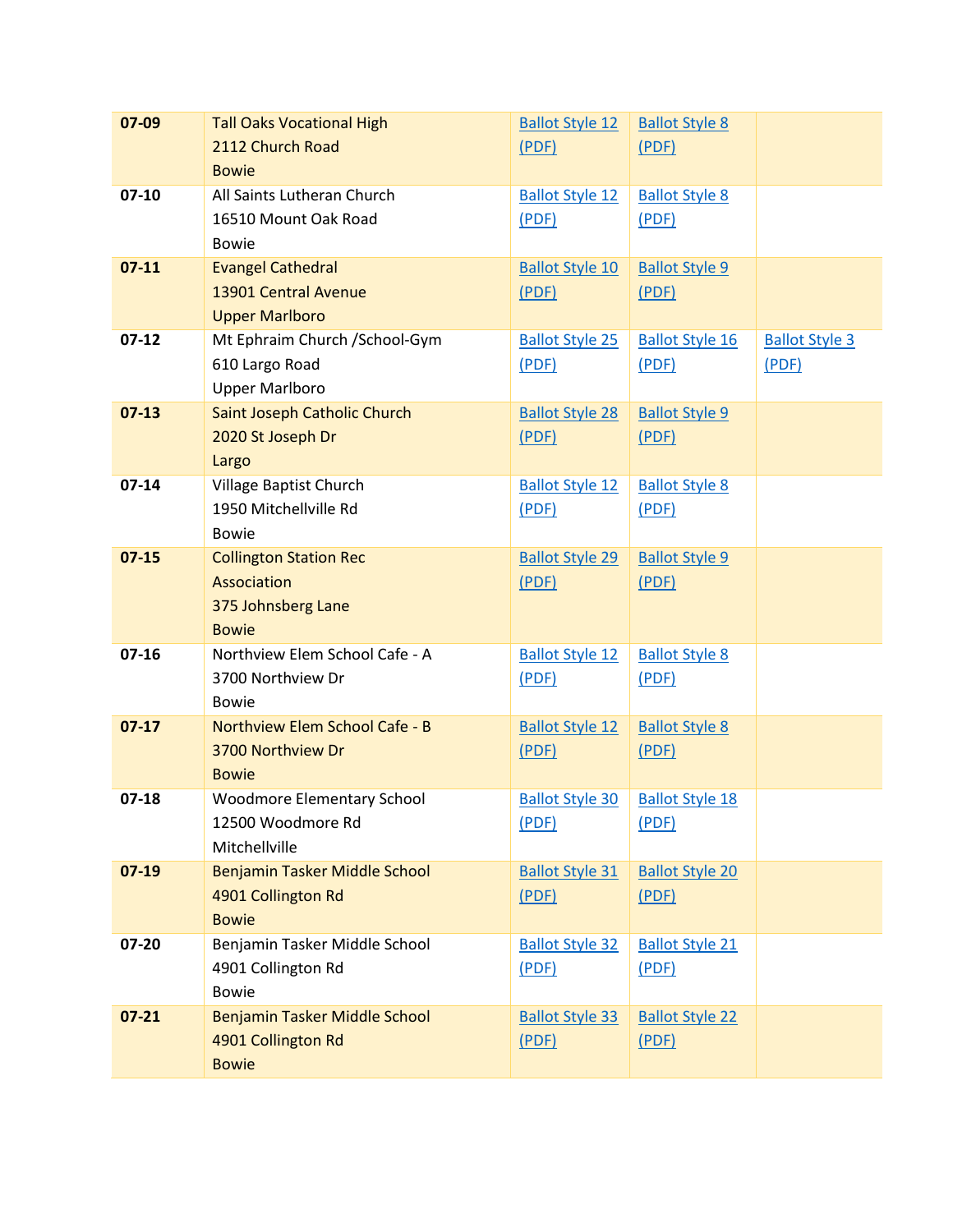| | | | | |
|---|---|---|---|---|
| **07-09** | Tall Oaks Vocational High<br>2112 Church Road<br>Bowie | Ballot Style 12 (PDF) | Ballot Style 8 (PDF) | |
| **07-10** | All Saints Lutheran Church<br>16510 Mount Oak Road<br>Bowie | Ballot Style 12 (PDF) | Ballot Style 8 (PDF) | |
| **07-11** | Evangel Cathedral<br>13901 Central Avenue<br>Upper Marlboro | Ballot Style 10 (PDF) | Ballot Style 9 (PDF) | |
| **07-12** | Mt Ephraim Church /School-Gym<br>610 Largo Road<br>Upper Marlboro | Ballot Style 25 (PDF) | Ballot Style 16 (PDF) | Ballot Style 3 (PDF) |
| **07-13** | Saint Joseph Catholic Church<br>2020 St Joseph Dr<br>Largo | Ballot Style 28 (PDF) | Ballot Style 9 (PDF) | |
| **07-14** | Village Baptist Church<br>1950 Mitchellville Rd<br>Bowie | Ballot Style 12 (PDF) | Ballot Style 8 (PDF) | |
| **07-15** | Collington Station Rec Association<br>375 Johnsberg Lane<br>Bowie | Ballot Style 29 (PDF) | Ballot Style 9 (PDF) | |
| **07-16** | Northview Elem School Cafe - A<br>3700 Northview Dr<br>Bowie | Ballot Style 12 (PDF) | Ballot Style 8 (PDF) | |
| **07-17** | Northview Elem School Cafe - B<br>3700 Northview Dr<br>Bowie | Ballot Style 12 (PDF) | Ballot Style 8 (PDF) | |
| **07-18** | Woodmore Elementary School<br>12500 Woodmore Rd<br>Mitchellville | Ballot Style 30 (PDF) | Ballot Style 18 (PDF) | |
| **07-19** | Benjamin Tasker Middle School<br>4901 Collington Rd<br>Bowie | Ballot Style 31 (PDF) | Ballot Style 20 (PDF) | |
| **07-20** | Benjamin Tasker Middle School<br>4901 Collington Rd<br>Bowie | Ballot Style 32 (PDF) | Ballot Style 21 (PDF) | |
| **07-21** | Benjamin Tasker Middle School<br>4901 Collington Rd<br>Bowie | Ballot Style 33 (PDF) | Ballot Style 22 (PDF) | |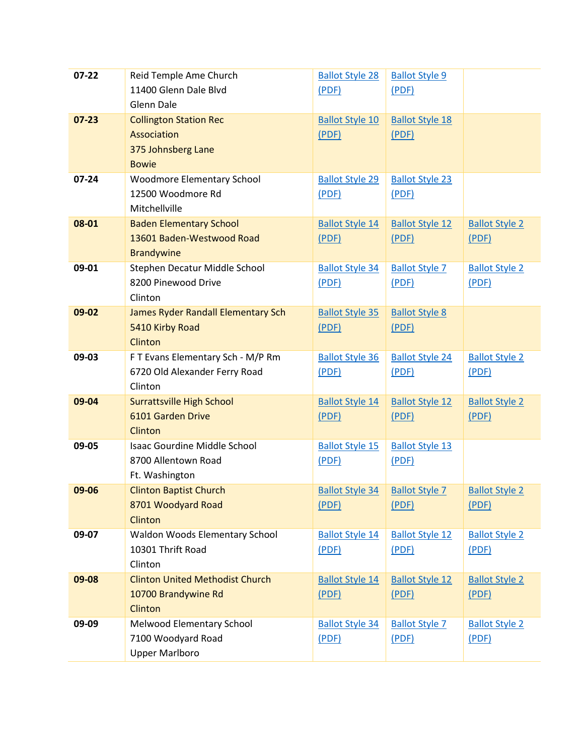| | | | | |
|---|---|---|---|---|
| **07-22** | Reid Temple Ame Church<br>11400 Glenn Dale Blvd<br>Glenn Dale | Ballot Style 28 (PDF) | Ballot Style 9 (PDF) | |
| **07-23** | Collington Station Rec Association<br>375 Johnsberg Lane<br>Bowie | Ballot Style 10 (PDF) | Ballot Style 18 (PDF) | |
| **07-24** | Woodmore Elementary School<br>12500 Woodmore Rd<br>Mitchellville | Ballot Style 29 (PDF) | Ballot Style 23 (PDF) | |
| **08-01** | Baden Elementary School<br>13601 Baden-Westwood Road<br>Brandywine | Ballot Style 14 (PDF) | Ballot Style 12 (PDF) | Ballot Style 2 (PDF) |
| **09-01** | Stephen Decatur Middle School<br>8200 Pinewood Drive<br>Clinton | Ballot Style 34 (PDF) | Ballot Style 7 (PDF) | Ballot Style 2 (PDF) |
| **09-02** | James Ryder Randall Elementary Sch<br>5410 Kirby Road<br>Clinton | Ballot Style 35 (PDF) | Ballot Style 8 (PDF) | |
| **09-03** | F T Evans Elementary Sch - M/P Rm<br>6720 Old Alexander Ferry Road<br>Clinton | Ballot Style 36 (PDF) | Ballot Style 24 (PDF) | Ballot Style 2 (PDF) |
| **09-04** | Surrattsville High School<br>6101 Garden Drive<br>Clinton | Ballot Style 14 (PDF) | Ballot Style 12 (PDF) | Ballot Style 2 (PDF) |
| **09-05** | Isaac Gourdine Middle School<br>8700 Allentown Road<br>Ft. Washington | Ballot Style 15 (PDF) | Ballot Style 13 (PDF) | |
| **09-06** | Clinton Baptist Church<br>8701 Woodyard Road<br>Clinton | Ballot Style 34 (PDF) | Ballot Style 7 (PDF) | Ballot Style 2 (PDF) |
| **09-07** | Waldon Woods Elementary School<br>10301 Thrift Road<br>Clinton | Ballot Style 14 (PDF) | Ballot Style 12 (PDF) | Ballot Style 2 (PDF) |
| **09-08** | Clinton United Methodist Church<br>10700 Brandywine Rd<br>Clinton | Ballot Style 14 (PDF) | Ballot Style 12 (PDF) | Ballot Style 2 (PDF) |
| **09-09** | Melwood Elementary School<br>7100 Woodyard Road<br>Upper Marlboro | Ballot Style 34 (PDF) | Ballot Style 7 (PDF) | Ballot Style 2 (PDF) |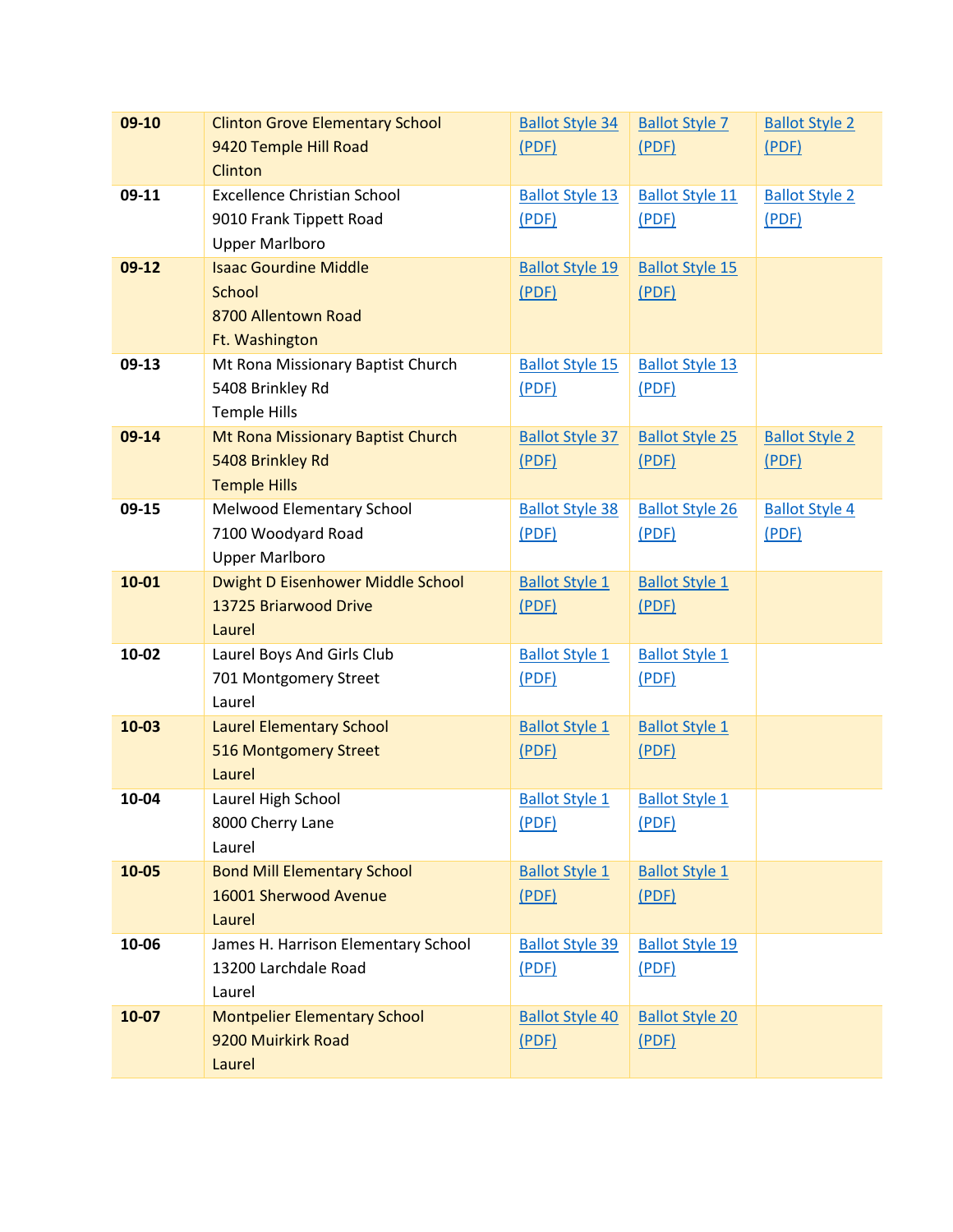| | | | | |
|---|---|---|---|---|
| **09-10** | Clinton Grove Elementary School<br>9420 Temple Hill Road<br>Clinton | Ballot Style 34 (PDF) | Ballot Style 7 (PDF) | Ballot Style 2 (PDF) |
| **09-11** | Excellence Christian School<br>9010 Frank Tippett Road<br>Upper Marlboro | Ballot Style 13 (PDF) | Ballot Style 11 (PDF) | Ballot Style 2 (PDF) |
| **09-12** | Isaac Gourdine Middle School<br>8700 Allentown Road<br>Ft. Washington | Ballot Style 19 (PDF) | Ballot Style 15 (PDF) | |
| **09-13** | Mt Rona Missionary Baptist Church<br>5408 Brinkley Rd<br>Temple Hills | Ballot Style 15 (PDF) | Ballot Style 13 (PDF) | |
| **09-14** | Mt Rona Missionary Baptist Church<br>5408 Brinkley Rd<br>Temple Hills | Ballot Style 37 (PDF) | Ballot Style 25 (PDF) | Ballot Style 2 (PDF) |
| **09-15** | Melwood Elementary School<br>7100 Woodyard Road<br>Upper Marlboro | Ballot Style 38 (PDF) | Ballot Style 26 (PDF) | Ballot Style 4 (PDF) |
| **10-01** | Dwight D Eisenhower Middle School<br>13725 Briarwood Drive<br>Laurel | Ballot Style 1 (PDF) | Ballot Style 1 (PDF) | |
| **10-02** | Laurel Boys And Girls Club<br>701 Montgomery Street<br>Laurel | Ballot Style 1 (PDF) | Ballot Style 1 (PDF) | |
| **10-03** | Laurel Elementary School<br>516 Montgomery Street<br>Laurel | Ballot Style 1 (PDF) | Ballot Style 1 (PDF) | |
| **10-04** | Laurel High School<br>8000 Cherry Lane<br>Laurel | Ballot Style 1 (PDF) | Ballot Style 1 (PDF) | |
| **10-05** | Bond Mill Elementary School<br>16001 Sherwood Avenue<br>Laurel | Ballot Style 1 (PDF) | Ballot Style 1 (PDF) | |
| **10-06** | James H. Harrison Elementary School<br>13200 Larchdale Road<br>Laurel | Ballot Style 39 (PDF) | Ballot Style 19 (PDF) | |
| **10-07** | Montpelier Elementary School<br>9200 Muirkirk Road<br>Laurel | Ballot Style 40 (PDF) | Ballot Style 20 (PDF) | |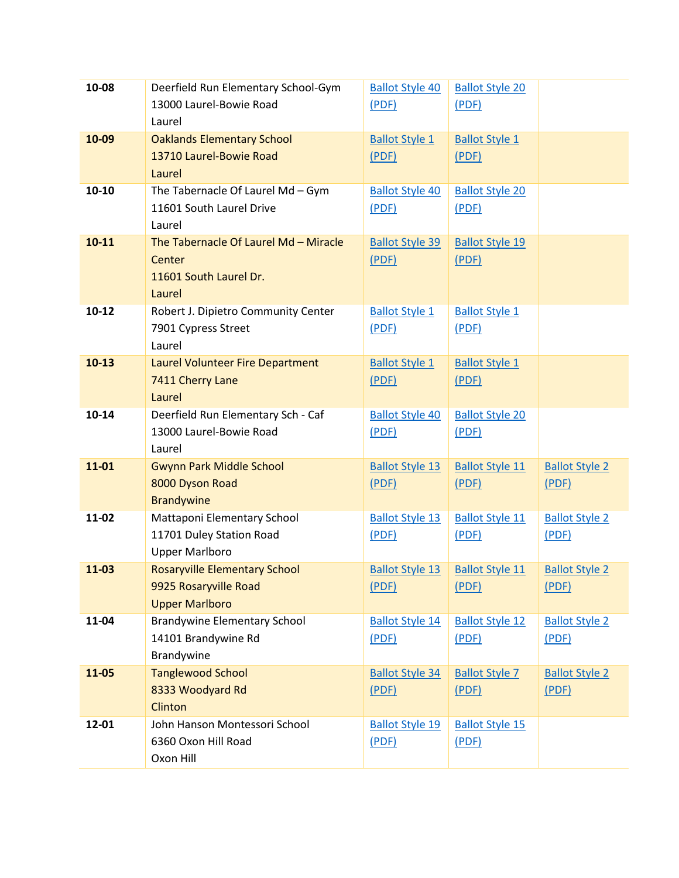| | | | | |
|---|---|---|---|---|
| **10-08** | Deerfield Run Elementary School-Gym<br>13000 Laurel-Bowie Road<br>Laurel | Ballot Style 40 (PDF) | Ballot Style 20 (PDF) | |
| **10-09** | Oaklands Elementary School<br>13710 Laurel-Bowie Road<br>Laurel | Ballot Style 1 (PDF) | Ballot Style 1 (PDF) | |
| **10-10** | The Tabernacle Of Laurel Md – Gym<br>11601 South Laurel Drive<br>Laurel | Ballot Style 40 (PDF) | Ballot Style 20 (PDF) | |
| **10-11** | The Tabernacle Of Laurel Md – Miracle Center<br>11601 South Laurel Dr.<br>Laurel | Ballot Style 39 (PDF) | Ballot Style 19 (PDF) | |
| **10-12** | Robert J. Dipietro Community Center<br>7901 Cypress Street<br>Laurel | Ballot Style 1 (PDF) | Ballot Style 1 (PDF) | |
| **10-13** | Laurel Volunteer Fire Department<br>7411 Cherry Lane<br>Laurel | Ballot Style 1 (PDF) | Ballot Style 1 (PDF) | |
| **10-14** | Deerfield Run Elementary Sch - Caf<br>13000 Laurel-Bowie Road<br>Laurel | Ballot Style 40 (PDF) | Ballot Style 20 (PDF) | |
| **11-01** | Gwynn Park Middle School<br>8000 Dyson Road<br>Brandywine | Ballot Style 13 (PDF) | Ballot Style 11 (PDF) | Ballot Style 2 (PDF) |
| **11-02** | Mattaponi Elementary School<br>11701 Duley Station Road<br>Upper Marlboro | Ballot Style 13 (PDF) | Ballot Style 11 (PDF) | Ballot Style 2 (PDF) |
| **11-03** | Rosaryville Elementary School<br>9925 Rosaryville Road<br>Upper Marlboro | Ballot Style 13 (PDF) | Ballot Style 11 (PDF) | Ballot Style 2 (PDF) |
| **11-04** | Brandywine Elementary School<br>14101 Brandywine Rd<br>Brandywine | Ballot Style 14 (PDF) | Ballot Style 12 (PDF) | Ballot Style 2 (PDF) |
| **11-05** | Tanglewood School<br>8333 Woodyard Rd<br>Clinton | Ballot Style 34 (PDF) | Ballot Style 7 (PDF) | Ballot Style 2 (PDF) |
| **12-01** | John Hanson Montessori School<br>6360 Oxon Hill Road<br>Oxon Hill | Ballot Style 19 (PDF) | Ballot Style 15 (PDF) | |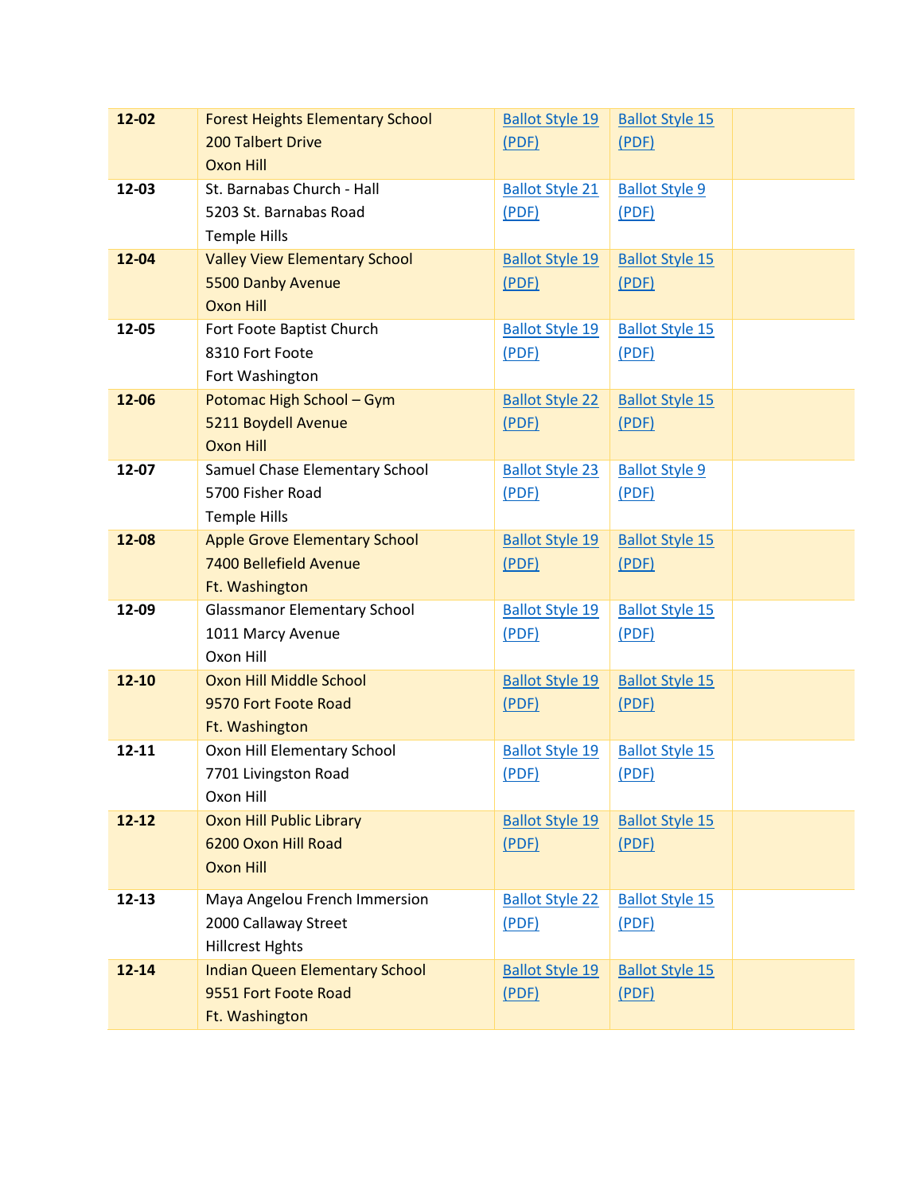| | | | | |
|---|---|---|---|---|
| **12-02** | Forest Heights Elementary School<br>200 Talbert Drive<br>Oxon Hill | Ballot Style 19 (PDF) | Ballot Style 15 (PDF) | |
| **12-03** | St. Barnabas Church - Hall<br>5203 St. Barnabas Road<br>Temple Hills | Ballot Style 21 (PDF) | Ballot Style 9 (PDF) | |
| **12-04** | Valley View Elementary School<br>5500 Danby Avenue<br>Oxon Hill | Ballot Style 19 (PDF) | Ballot Style 15 (PDF) | |
| **12-05** | Fort Foote Baptist Church<br>8310 Fort Foote<br>Fort Washington | Ballot Style 19 (PDF) | Ballot Style 15 (PDF) | |
| **12-06** | Potomac High School – Gym<br>5211 Boydell Avenue<br>Oxon Hill | Ballot Style 22 (PDF) | Ballot Style 15 (PDF) | |
| **12-07** | Samuel Chase Elementary School<br>5700 Fisher Road<br>Temple Hills | Ballot Style 23 (PDF) | Ballot Style 9 (PDF) | |
| **12-08** | Apple Grove Elementary School<br>7400 Bellefield Avenue<br>Ft. Washington | Ballot Style 19 (PDF) | Ballot Style 15 (PDF) | |
| **12-09** | Glassmanor Elementary School<br>1011 Marcy Avenue<br>Oxon Hill | Ballot Style 19 (PDF) | Ballot Style 15 (PDF) | |
| **12-10** | Oxon Hill Middle School<br>9570 Fort Foote Road<br>Ft. Washington | Ballot Style 19 (PDF) | Ballot Style 15 (PDF) | |
| **12-11** | Oxon Hill Elementary School<br>7701 Livingston Road<br>Oxon Hill | Ballot Style 19 (PDF) | Ballot Style 15 (PDF) | |
| **12-12** | Oxon Hill Public Library<br>6200 Oxon Hill Road<br>Oxon Hill | Ballot Style 19 (PDF) | Ballot Style 15 (PDF) | |
| **12-13** | Maya Angelou French Immersion<br>2000 Callaway Street<br>Hillcrest Hghts | Ballot Style 22 (PDF) | Ballot Style 15 (PDF) | |
| **12-14** | Indian Queen Elementary School<br>9551 Fort Foote Road<br>Ft. Washington | Ballot Style 19 (PDF) | Ballot Style 15 (PDF) | |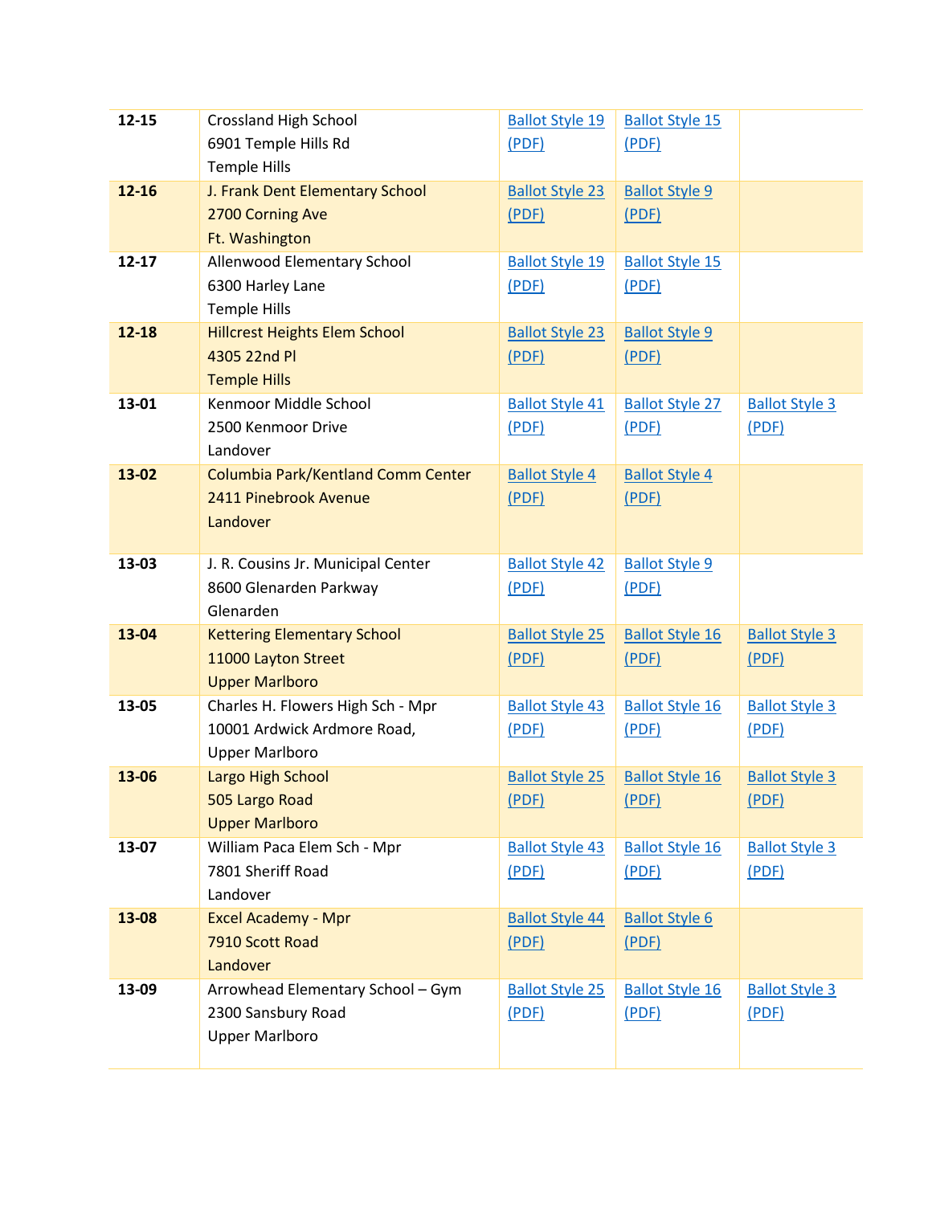| | | | | |
|---|---|---|---|---|
| **12-15** | Crossland High School<br>6901 Temple Hills Rd<br>Temple Hills | Ballot Style 19 (PDF) | Ballot Style 15 (PDF) | |
| **12-16** | J. Frank Dent Elementary School<br>2700 Corning Ave<br>Ft. Washington | Ballot Style 23 (PDF) | Ballot Style 9 (PDF) | |
| **12-17** | Allenwood Elementary School<br>6300 Harley Lane<br>Temple Hills | Ballot Style 19 (PDF) | Ballot Style 15 (PDF) | |
| **12-18** | Hillcrest Heights Elem School<br>4305 22nd Pl<br>Temple Hills | Ballot Style 23 (PDF) | Ballot Style 9 (PDF) | |
| **13-01** | Kenmoor Middle School<br>2500 Kenmoor Drive<br>Landover | Ballot Style 41 (PDF) | Ballot Style 27 (PDF) | Ballot Style 3 (PDF) |
| **13-02** | Columbia Park/Kentland Comm Center<br>2411 Pinebrook Avenue<br>Landover | Ballot Style 4 (PDF) | Ballot Style 4 (PDF) | |
| **13-03** | J. R. Cousins Jr. Municipal Center<br>8600 Glenarden Parkway<br>Glenarden | Ballot Style 42 (PDF) | Ballot Style 9 (PDF) | |
| **13-04** | Kettering Elementary School<br>11000 Layton Street<br>Upper Marlboro | Ballot Style 25 (PDF) | Ballot Style 16 (PDF) | Ballot Style 3 (PDF) |
| **13-05** | Charles H. Flowers High Sch - Mpr<br>10001 Ardwick Ardmore Road,<br>Upper Marlboro | Ballot Style 43 (PDF) | Ballot Style 16 (PDF) | Ballot Style 3 (PDF) |
| **13-06** | Largo High School<br>505 Largo Road<br>Upper Marlboro | Ballot Style 25 (PDF) | Ballot Style 16 (PDF) | Ballot Style 3 (PDF) |
| **13-07** | William Paca Elem Sch - Mpr<br>7801 Sheriff Road<br>Landover | Ballot Style 43 (PDF) | Ballot Style 16 (PDF) | Ballot Style 3 (PDF) |
| **13-08** | Excel Academy - Mpr<br>7910 Scott Road<br>Landover | Ballot Style 44 (PDF) | Ballot Style 6 (PDF) | |
| **13-09** | Arrowhead Elementary School – Gym<br>2300 Sansbury Road<br>Upper Marlboro | Ballot Style 25 (PDF) | Ballot Style 16 (PDF) | Ballot Style 3 (PDF) |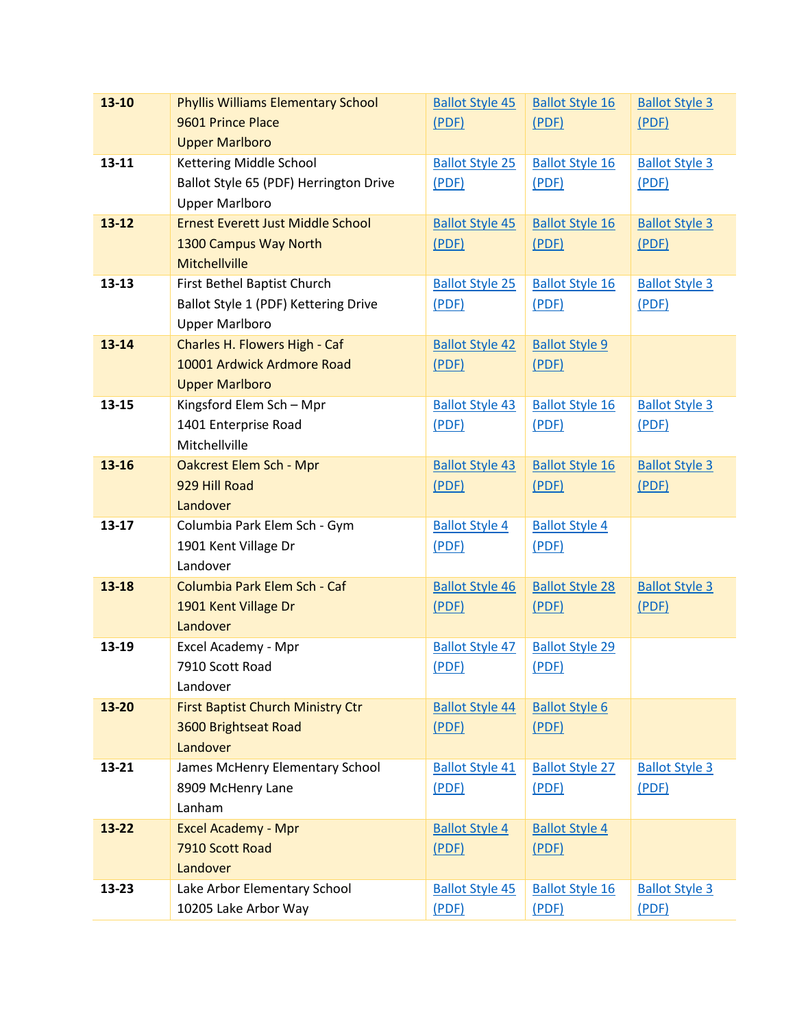| | | | | |
|---|---|---|---|---|
| **13-10** | Phyllis Williams Elementary School<br>9601 Prince Place<br>Upper Marlboro | Ballot Style 45 (PDF) | Ballot Style 16 (PDF) | Ballot Style 3 (PDF) |
| **13-11** | Kettering Middle School<br>Ballot Style 65 (PDF) Herrington Drive<br>Upper Marlboro | Ballot Style 25 (PDF) | Ballot Style 16 (PDF) | Ballot Style 3 (PDF) |
| **13-12** | Ernest Everett Just Middle School<br>1300 Campus Way North<br>Mitchellville | Ballot Style 45 (PDF) | Ballot Style 16 (PDF) | Ballot Style 3 (PDF) |
| **13-13** | First Bethel Baptist Church<br>Ballot Style 1 (PDF) Kettering Drive<br>Upper Marlboro | Ballot Style 25 (PDF) | Ballot Style 16 (PDF) | Ballot Style 3 (PDF) |
| **13-14** | Charles H. Flowers High - Caf<br>10001 Ardwick Ardmore Road<br>Upper Marlboro | Ballot Style 42 (PDF) | Ballot Style 9 (PDF) | |
| **13-15** | Kingsford Elem Sch – Mpr<br>1401 Enterprise Road<br>Mitchellville | Ballot Style 43 (PDF) | Ballot Style 16 (PDF) | Ballot Style 3 (PDF) |
| **13-16** | Oakcrest Elem Sch - Mpr<br>929 Hill Road<br>Landover | Ballot Style 43 (PDF) | Ballot Style 16 (PDF) | Ballot Style 3 (PDF) |
| **13-17** | Columbia Park Elem Sch - Gym<br>1901 Kent Village Dr<br>Landover | Ballot Style 4 (PDF) | Ballot Style 4 (PDF) | |
| **13-18** | Columbia Park Elem Sch - Caf<br>1901 Kent Village Dr<br>Landover | Ballot Style 46 (PDF) | Ballot Style 28 (PDF) | Ballot Style 3 (PDF) |
| **13-19** | Excel Academy - Mpr<br>7910 Scott Road<br>Landover | Ballot Style 47 (PDF) | Ballot Style 29 (PDF) | |
| **13-20** | First Baptist Church Ministry Ctr<br>3600 Brightseat Road<br>Landover | Ballot Style 44 (PDF) | Ballot Style 6 (PDF) | |
| **13-21** | James McHenry Elementary School<br>8909 McHenry Lane<br>Lanham | Ballot Style 41 (PDF) | Ballot Style 27 (PDF) | Ballot Style 3 (PDF) |
| **13-22** | Excel Academy - Mpr<br>7910 Scott Road<br>Landover | Ballot Style 4 (PDF) | Ballot Style 4 (PDF) | |
| **13-23** | Lake Arbor Elementary School<br>10205 Lake Arbor Way | Ballot Style 45 (PDF) | Ballot Style 16 (PDF) | Ballot Style 3 (PDF) |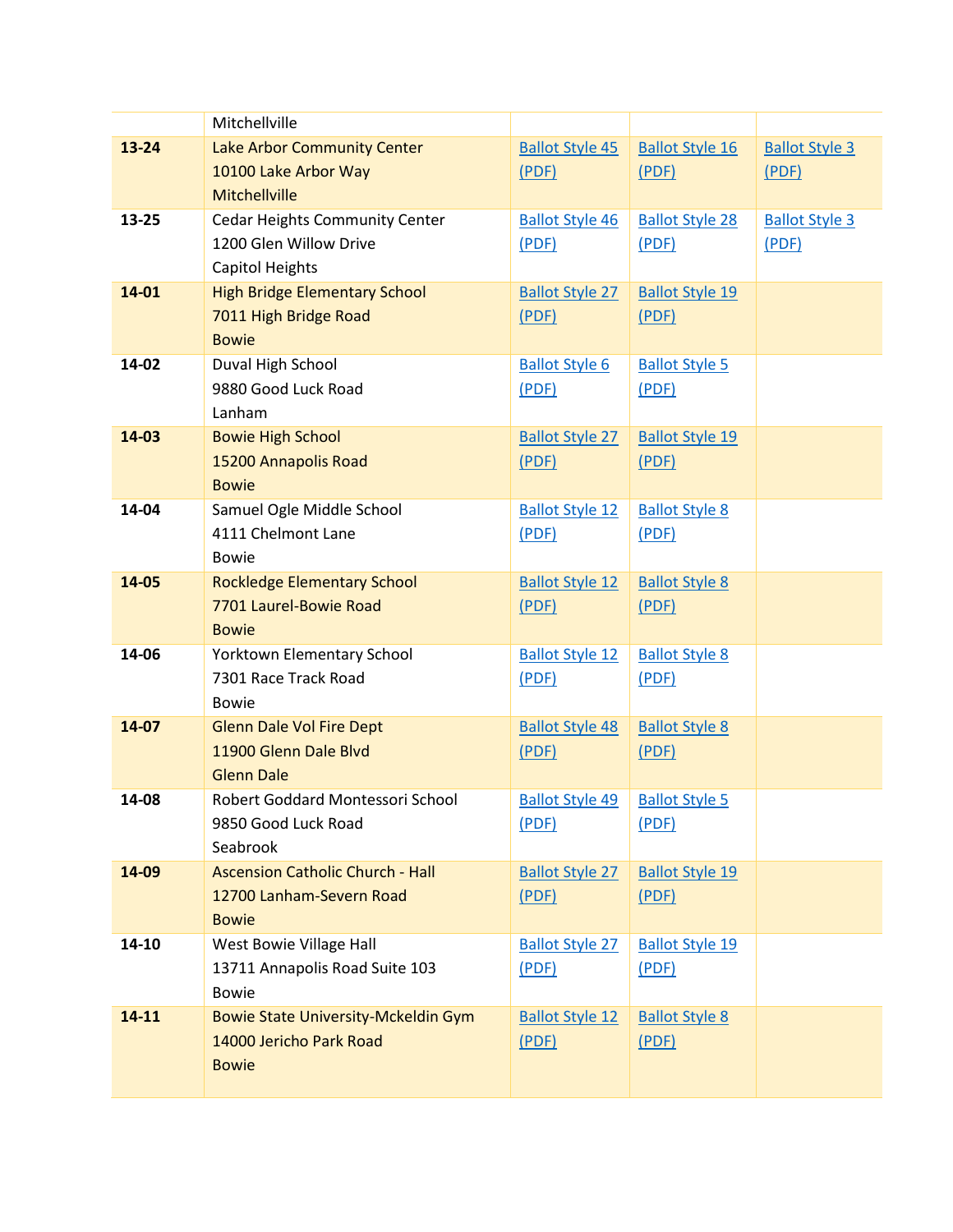| | | | | |
|---|---|---|---|---|
| | Mitchellville | | | |
| **13-24** | Lake Arbor Community Center<br>10100 Lake Arbor Way<br>Mitchellville | Ballot Style 45 (PDF) | Ballot Style 16 (PDF) | Ballot Style 3 (PDF) |
| **13-25** | Cedar Heights Community Center<br>1200 Glen Willow Drive<br>Capitol Heights | Ballot Style 46 (PDF) | Ballot Style 28 (PDF) | Ballot Style 3 (PDF) |
| **14-01** | High Bridge Elementary School<br>7011 High Bridge Road<br>Bowie | Ballot Style 27 (PDF) | Ballot Style 19 (PDF) | |
| **14-02** | Duval High School<br>9880 Good Luck Road<br>Lanham | Ballot Style 6 (PDF) | Ballot Style 5 (PDF) | |
| **14-03** | Bowie High School<br>15200 Annapolis Road<br>Bowie | Ballot Style 27 (PDF) | Ballot Style 19 (PDF) | |
| **14-04** | Samuel Ogle Middle School<br>4111 Chelmont Lane<br>Bowie | Ballot Style 12 (PDF) | Ballot Style 8 (PDF) | |
| **14-05** | Rockledge Elementary School<br>7701 Laurel-Bowie Road<br>Bowie | Ballot Style 12 (PDF) | Ballot Style 8 (PDF) | |
| **14-06** | Yorktown Elementary School<br>7301 Race Track Road<br>Bowie | Ballot Style 12 (PDF) | Ballot Style 8 (PDF) | |
| **14-07** | Glenn Dale Vol Fire Dept<br>11900 Glenn Dale Blvd<br>Glenn Dale | Ballot Style 48 (PDF) | Ballot Style 8 (PDF) | |
| **14-08** | Robert Goddard Montessori School<br>9850 Good Luck Road<br>Seabrook | Ballot Style 49 (PDF) | Ballot Style 5 (PDF) | |
| **14-09** | Ascension Catholic Church - Hall<br>12700 Lanham-Severn Road<br>Bowie | Ballot Style 27 (PDF) | Ballot Style 19 (PDF) | |
| **14-10** | West Bowie Village Hall<br>13711 Annapolis Road Suite 103<br>Bowie | Ballot Style 27 (PDF) | Ballot Style 19 (PDF) | |
| **14-11** | Bowie State University-Mckeldin Gym<br>14000 Jericho Park Road<br>Bowie | Ballot Style 12 (PDF) | Ballot Style 8 (PDF) | |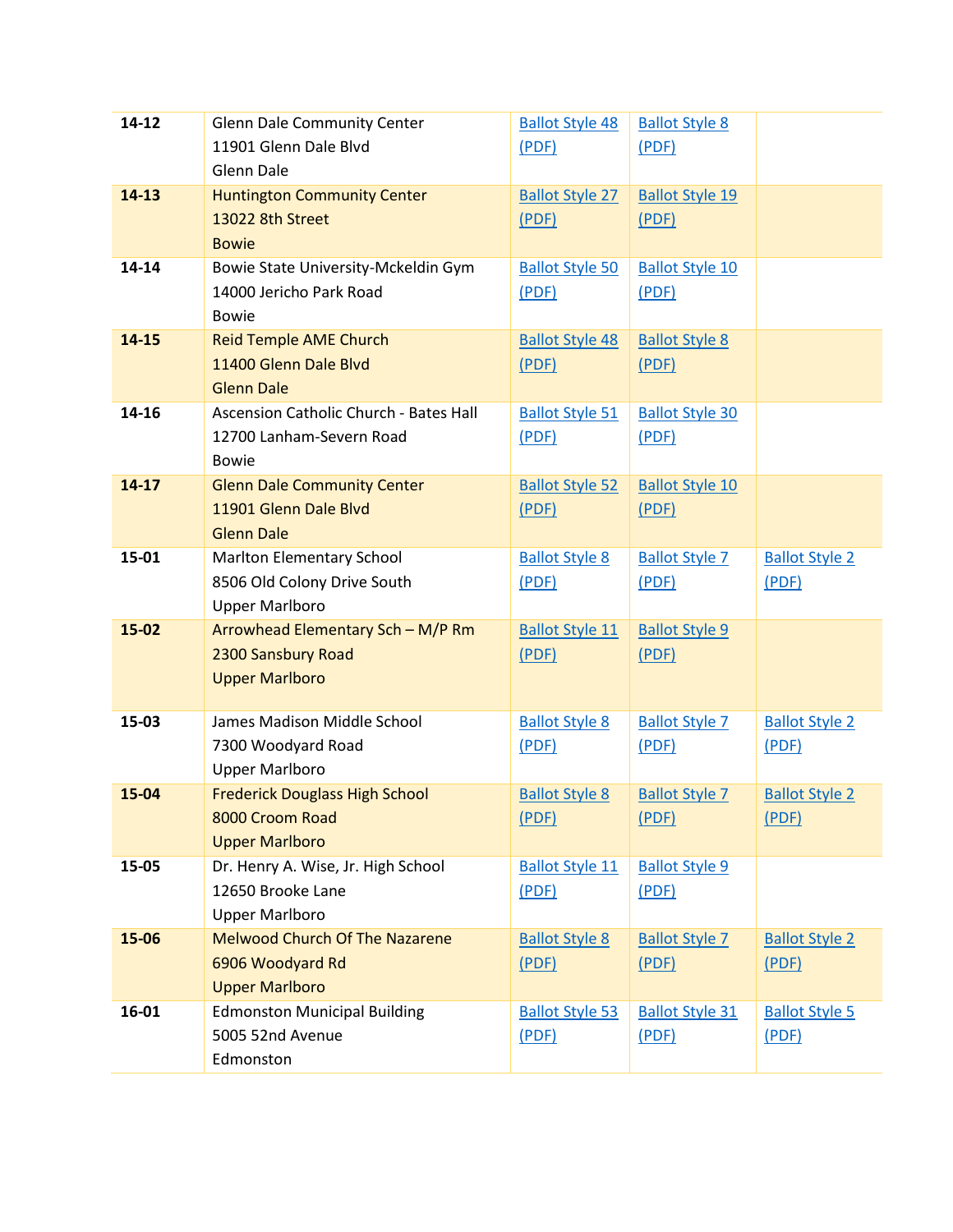| | | | | |
|---|---|---|---|---|
| **14-12** | Glenn Dale Community Center<br>11901 Glenn Dale Blvd<br>Glenn Dale | Ballot Style 48 (PDF) | Ballot Style 8 (PDF) | |
| **14-13** | Huntington Community Center<br>13022 8th Street<br>Bowie | Ballot Style 27 (PDF) | Ballot Style 19 (PDF) | |
| **14-14** | Bowie State University-Mckeldin Gym<br>14000 Jericho Park Road<br>Bowie | Ballot Style 50 (PDF) | Ballot Style 10 (PDF) | |
| **14-15** | Reid Temple AME Church<br>11400 Glenn Dale Blvd<br>Glenn Dale | Ballot Style 48 (PDF) | Ballot Style 8 (PDF) | |
| **14-16** | Ascension Catholic Church - Bates Hall<br>12700 Lanham-Severn Road<br>Bowie | Ballot Style 51 (PDF) | Ballot Style 30 (PDF) | |
| **14-17** | Glenn Dale Community Center<br>11901 Glenn Dale Blvd<br>Glenn Dale | Ballot Style 52 (PDF) | Ballot Style 10 (PDF) | |
| **15-01** | Marlton Elementary School<br>8506 Old Colony Drive South<br>Upper Marlboro | Ballot Style 8 (PDF) | Ballot Style 7 (PDF) | Ballot Style 2 (PDF) |
| **15-02** | Arrowhead Elementary Sch – M/P Rm<br>2300 Sansbury Road<br>Upper Marlboro | Ballot Style 11 (PDF) | Ballot Style 9 (PDF) | |
| **15-03** | James Madison Middle School<br>7300 Woodyard Road<br>Upper Marlboro | Ballot Style 8 (PDF) | Ballot Style 7 (PDF) | Ballot Style 2 (PDF) |
| **15-04** | Frederick Douglass High School<br>8000 Croom Road<br>Upper Marlboro | Ballot Style 8 (PDF) | Ballot Style 7 (PDF) | Ballot Style 2 (PDF) |
| **15-05** | Dr. Henry A. Wise, Jr. High School<br>12650 Brooke Lane<br>Upper Marlboro | Ballot Style 11 (PDF) | Ballot Style 9 (PDF) | |
| **15-06** | Melwood Church Of The Nazarene<br>6906 Woodyard Rd<br>Upper Marlboro | Ballot Style 8 (PDF) | Ballot Style 7 (PDF) | Ballot Style 2 (PDF) |
| **16-01** | Edmonston Municipal Building<br>5005 52nd Avenue<br>Edmonston | Ballot Style 53 (PDF) | Ballot Style 31 (PDF) | Ballot Style 5 (PDF) |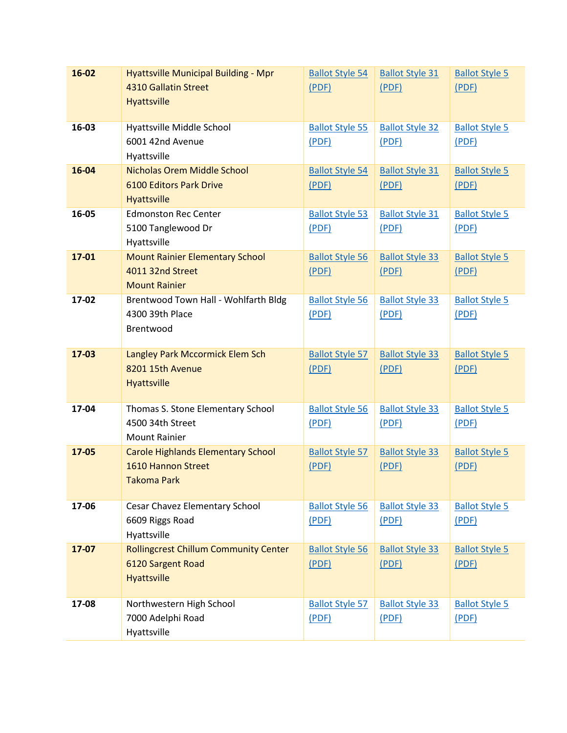| | | | | |
|---|---|---|---|---|
| **16-02** | Hyattsville Municipal Building - Mpr<br>4310 Gallatin Street<br>Hyattsville | Ballot Style 54 (PDF) | Ballot Style 31 (PDF) | Ballot Style 5 (PDF) |
| **16-03** | Hyattsville Middle School<br>6001 42nd Avenue<br>Hyattsville | Ballot Style 55 (PDF) | Ballot Style 32 (PDF) | Ballot Style 5 (PDF) |
| **16-04** | Nicholas Orem Middle School<br>6100 Editors Park Drive<br>Hyattsville | Ballot Style 54 (PDF) | Ballot Style 31 (PDF) | Ballot Style 5 (PDF) |
| **16-05** | Edmonston Rec Center<br>5100 Tanglewood Dr<br>Hyattsville | Ballot Style 53 (PDF) | Ballot Style 31 (PDF) | Ballot Style 5 (PDF) |
| **17-01** | Mount Rainier Elementary School<br>4011 32nd Street<br>Mount Rainier | Ballot Style 56 (PDF) | Ballot Style 33 (PDF) | Ballot Style 5 (PDF) |
| **17-02** | Brentwood Town Hall - Wohlfarth Bldg<br>4300 39th Place<br>Brentwood | Ballot Style 56 (PDF) | Ballot Style 33 (PDF) | Ballot Style 5 (PDF) |
| **17-03** | Langley Park Mccormick Elem Sch<br>8201 15th Avenue<br>Hyattsville | Ballot Style 57 (PDF) | Ballot Style 33 (PDF) | Ballot Style 5 (PDF) |
| **17-04** | Thomas S. Stone Elementary School<br>4500 34th Street<br>Mount Rainier | Ballot Style 56 (PDF) | Ballot Style 33 (PDF) | Ballot Style 5 (PDF) |
| **17-05** | Carole Highlands Elementary School<br>1610 Hannon Street<br>Takoma Park | Ballot Style 57 (PDF) | Ballot Style 33 (PDF) | Ballot Style 5 (PDF) |
| **17-06** | Cesar Chavez Elementary School<br>6609 Riggs Road<br>Hyattsville | Ballot Style 56 (PDF) | Ballot Style 33 (PDF) | Ballot Style 5 (PDF) |
| **17-07** | Rollingcrest Chillum Community Center<br>6120 Sargent Road<br>Hyattsville | Ballot Style 56 (PDF) | Ballot Style 33 (PDF) | Ballot Style 5 (PDF) |
| **17-08** | Northwestern High School<br>7000 Adelphi Road<br>Hyattsville | Ballot Style 57 (PDF) | Ballot Style 33 (PDF) | Ballot Style 5 (PDF) |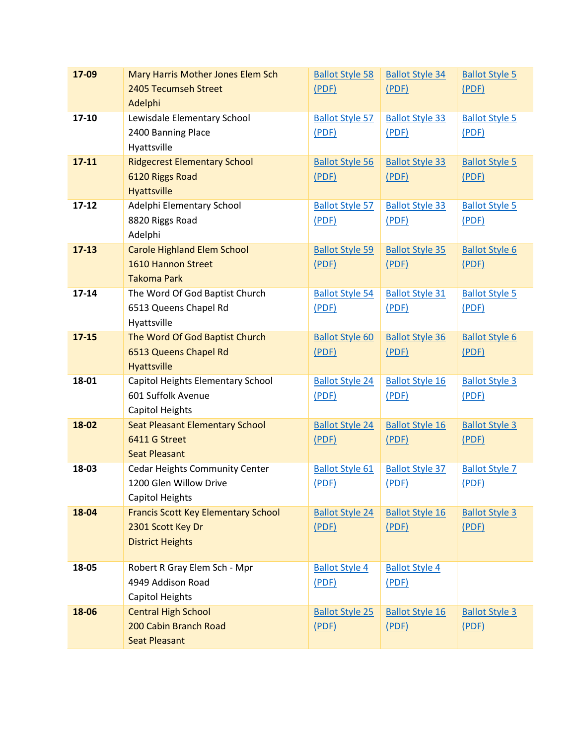| 17-09 | Mary Harris Mother Jones Elem Sch<br>2405 Tecumseh Street<br>Adelphi | Ballot Style 58 (PDF) | Ballot Style 34 (PDF) | Ballot Style 5 (PDF) |
|---|---|---|---|---|
| 17-10 | Lewisdale Elementary School<br>2400 Banning Place<br>Hyattsville | Ballot Style 57 (PDF) | Ballot Style 33 (PDF) | Ballot Style 5 (PDF) |
| 17-11 | Ridgecrest Elementary School<br>6120 Riggs Road<br>Hyattsville | Ballot Style 56 (PDF) | Ballot Style 33 (PDF) | Ballot Style 5 (PDF) |
| 17-12 | Adelphi Elementary School<br>8820 Riggs Road<br>Adelphi | Ballot Style 57 (PDF) | Ballot Style 33 (PDF) | Ballot Style 5 (PDF) |
| 17-13 | Carole Highland Elem School<br>1610 Hannon Street<br>Takoma Park | Ballot Style 59 (PDF) | Ballot Style 35 (PDF) | Ballot Style 6 (PDF) |
| 17-14 | The Word Of God Baptist Church<br>6513 Queens Chapel Rd<br>Hyattsville | Ballot Style 54 (PDF) | Ballot Style 31 (PDF) | Ballot Style 5 (PDF) |
| 17-15 | The Word Of God Baptist Church<br>6513 Queens Chapel Rd<br>Hyattsville | Ballot Style 60 (PDF) | Ballot Style 36 (PDF) | Ballot Style 6 (PDF) |
| 18-01 | Capitol Heights Elementary School<br>601 Suffolk Avenue<br>Capitol Heights | Ballot Style 24 (PDF) | Ballot Style 16 (PDF) | Ballot Style 3 (PDF) |
| 18-02 | Seat Pleasant Elementary School<br>6411 G Street<br>Seat Pleasant | Ballot Style 24 (PDF) | Ballot Style 16 (PDF) | Ballot Style 3 (PDF) |
| 18-03 | Cedar Heights Community Center<br>1200 Glen Willow Drive<br>Capitol Heights | Ballot Style 61 (PDF) | Ballot Style 37 (PDF) | Ballot Style 7 (PDF) |
| 18-04 | Francis Scott Key Elementary School<br>2301 Scott Key Dr<br>District Heights | Ballot Style 24 (PDF) | Ballot Style 16 (PDF) | Ballot Style 3 (PDF) |
| 18-05 | Robert R Gray Elem Sch - Mpr<br>4949 Addison Road<br>Capitol Heights | Ballot Style 4 (PDF) | Ballot Style 4 (PDF) | |
| 18-06 | Central High School<br>200 Cabin Branch Road<br>Seat Pleasant | Ballot Style 25 (PDF) | Ballot Style 16 (PDF) | Ballot Style 3 (PDF) |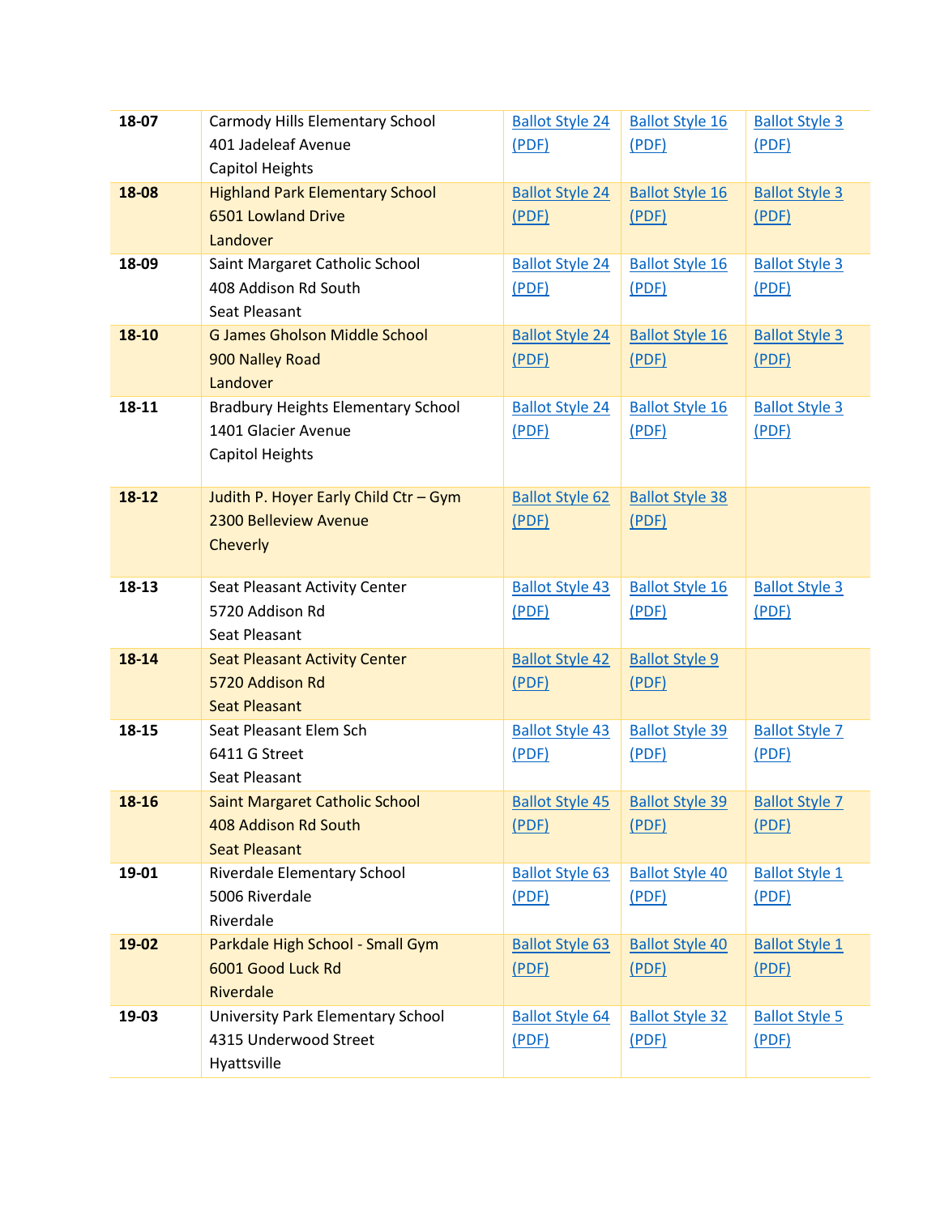| | | | | |
|---|---|---|---|---|
| **18-07** | Carmody Hills Elementary School<br>401 Jadeleaf Avenue<br>Capitol Heights | Ballot Style 24 (PDF) | Ballot Style 16 (PDF) | Ballot Style 3 (PDF) |
| **18-08** | Highland Park Elementary School<br>6501 Lowland Drive<br>Landover | Ballot Style 24 (PDF) | Ballot Style 16 (PDF) | Ballot Style 3 (PDF) |
| **18-09** | Saint Margaret Catholic School<br>408 Addison Rd South<br>Seat Pleasant | Ballot Style 24 (PDF) | Ballot Style 16 (PDF) | Ballot Style 3 (PDF) |
| **18-10** | G James Gholson Middle School<br>900 Nalley Road<br>Landover | Ballot Style 24 (PDF) | Ballot Style 16 (PDF) | Ballot Style 3 (PDF) |
| **18-11** | Bradbury Heights Elementary School<br>1401 Glacier Avenue<br>Capitol Heights | Ballot Style 24 (PDF) | Ballot Style 16 (PDF) | Ballot Style 3 (PDF) |
| **18-12** | Judith P. Hoyer Early Child Ctr – Gym<br>2300 Belleview Avenue<br>Cheverly | Ballot Style 62 (PDF) | Ballot Style 38 (PDF) | |
| **18-13** | Seat Pleasant Activity Center<br>5720 Addison Rd<br>Seat Pleasant | Ballot Style 43 (PDF) | Ballot Style 16 (PDF) | Ballot Style 3 (PDF) |
| **18-14** | Seat Pleasant Activity Center<br>5720 Addison Rd<br>Seat Pleasant | Ballot Style 42 (PDF) | Ballot Style 9 (PDF) | |
| **18-15** | Seat Pleasant Elem Sch<br>6411 G Street<br>Seat Pleasant | Ballot Style 43 (PDF) | Ballot Style 39 (PDF) | Ballot Style 7 (PDF) |
| **18-16** | Saint Margaret Catholic School<br>408 Addison Rd South<br>Seat Pleasant | Ballot Style 45 (PDF) | Ballot Style 39 (PDF) | Ballot Style 7 (PDF) |
| **19-01** | Riverdale Elementary School<br>5006 Riverdale<br>Riverdale | Ballot Style 63 (PDF) | Ballot Style 40 (PDF) | Ballot Style 1 (PDF) |
| **19-02** | Parkdale High School - Small Gym<br>6001 Good Luck Rd<br>Riverdale | Ballot Style 63 (PDF) | Ballot Style 40 (PDF) | Ballot Style 1 (PDF) |
| **19-03** | University Park Elementary School<br>4315 Underwood Street<br>Hyattsville | Ballot Style 64 (PDF) | Ballot Style 32 (PDF) | Ballot Style 5 (PDF) |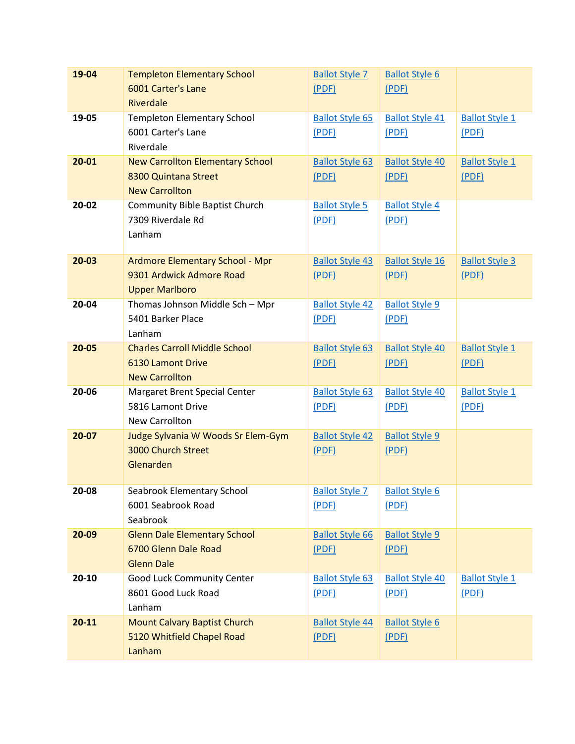| | | | | |
|---|---|---|---|---|
| **19-04** | Templeton Elementary School<br>6001 Carter's Lane<br>Riverdale | Ballot Style 7 (PDF) | Ballot Style 6 (PDF) | |
| **19-05** | Templeton Elementary School<br>6001 Carter's Lane<br>Riverdale | Ballot Style 65 (PDF) | Ballot Style 41 (PDF) | Ballot Style 1 (PDF) |
| **20-01** | New Carrollton Elementary School<br>8300 Quintana Street<br>New Carrollton | Ballot Style 63 (PDF) | Ballot Style 40 (PDF) | Ballot Style 1 (PDF) |
| **20-02** | Community Bible Baptist Church<br>7309 Riverdale Rd<br>Lanham | Ballot Style 5 (PDF) | Ballot Style 4 (PDF) | |
| **20-03** | Ardmore Elementary School - Mpr<br>9301 Ardwick Admore Road<br>Upper Marlboro | Ballot Style 43 (PDF) | Ballot Style 16 (PDF) | Ballot Style 3 (PDF) |
| **20-04** | Thomas Johnson Middle Sch – Mpr<br>5401 Barker Place<br>Lanham | Ballot Style 42 (PDF) | Ballot Style 9 (PDF) | |
| **20-05** | Charles Carroll Middle School<br>6130 Lamont Drive<br>New Carrollton | Ballot Style 63 (PDF) | Ballot Style 40 (PDF) | Ballot Style 1 (PDF) |
| **20-06** | Margaret Brent Special Center<br>5816 Lamont Drive<br>New Carrollton | Ballot Style 63 (PDF) | Ballot Style 40 (PDF) | Ballot Style 1 (PDF) |
| **20-07** | Judge Sylvania W Woods Sr Elem-Gym<br>3000 Church Street<br>Glenarden | Ballot Style 42 (PDF) | Ballot Style 9 (PDF) | |
| **20-08** | Seabrook Elementary School<br>6001 Seabrook Road<br>Seabrook | Ballot Style 7 (PDF) | Ballot Style 6 (PDF) | |
| **20-09** | Glenn Dale Elementary School<br>6700 Glenn Dale Road<br>Glenn Dale | Ballot Style 66 (PDF) | Ballot Style 9 (PDF) | |
| **20-10** | Good Luck Community Center<br>8601 Good Luck Road<br>Lanham | Ballot Style 63 (PDF) | Ballot Style 40 (PDF) | Ballot Style 1 (PDF) |
| **20-11** | Mount Calvary Baptist Church<br>5120 Whitfield Chapel Road<br>Lanham | Ballot Style 44 (PDF) | Ballot Style 6 (PDF) | |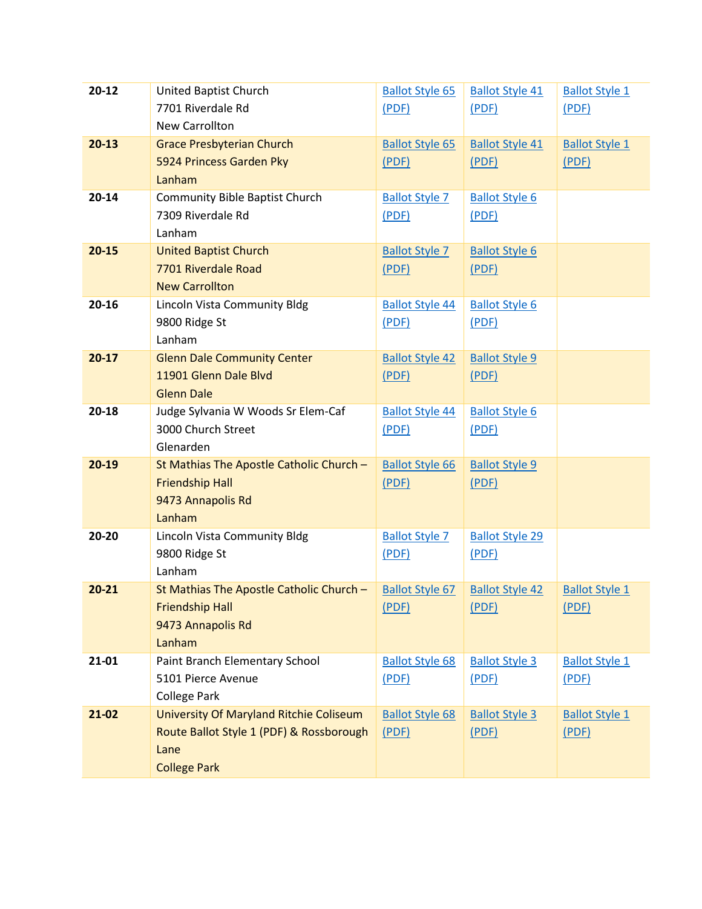| | | | | |
|---|---|---|---|---|
| **20-12** | United Baptist Church<br>7701 Riverdale Rd<br>New Carrollton | Ballot Style 65 (PDF) | Ballot Style 41 (PDF) | Ballot Style 1 (PDF) |
| **20-13** | Grace Presbyterian Church<br>5924 Princess Garden Pky<br>Lanham | Ballot Style 65 (PDF) | Ballot Style 41 (PDF) | Ballot Style 1 (PDF) |
| **20-14** | Community Bible Baptist Church<br>7309 Riverdale Rd<br>Lanham | Ballot Style 7 (PDF) | Ballot Style 6 (PDF) | |
| **20-15** | United Baptist Church<br>7701 Riverdale Road<br>New Carrollton | Ballot Style 7 (PDF) | Ballot Style 6 (PDF) | |
| **20-16** | Lincoln Vista Community Bldg<br>9800 Ridge St<br>Lanham | Ballot Style 44 (PDF) | Ballot Style 6 (PDF) | |
| **20-17** | Glenn Dale Community Center<br>11901 Glenn Dale Blvd<br>Glenn Dale | Ballot Style 42 (PDF) | Ballot Style 9 (PDF) | |
| **20-18** | Judge Sylvania W Woods Sr Elem-Caf<br>3000 Church Street<br>Glenarden | Ballot Style 44 (PDF) | Ballot Style 6 (PDF) | |
| **20-19** | St Mathias The Apostle Catholic Church – Friendship Hall<br>9473 Annapolis Rd<br>Lanham | Ballot Style 66 (PDF) | Ballot Style 9 (PDF) | |
| **20-20** | Lincoln Vista Community Bldg<br>9800 Ridge St<br>Lanham | Ballot Style 7 (PDF) | Ballot Style 29 (PDF) | |
| **20-21** | St Mathias The Apostle Catholic Church – Friendship Hall<br>9473 Annapolis Rd<br>Lanham | Ballot Style 67 (PDF) | Ballot Style 42 (PDF) | Ballot Style 1 (PDF) |
| **21-01** | Paint Branch Elementary School<br>5101 Pierce Avenue<br>College Park | Ballot Style 68 (PDF) | Ballot Style 3 (PDF) | Ballot Style 1 (PDF) |
| **21-02** | University Of Maryland Ritchie Coliseum<br>Route Ballot Style 1 (PDF) & Rossborough Lane<br>College Park | Ballot Style 68 (PDF) | Ballot Style 3 (PDF) | Ballot Style 1 (PDF) |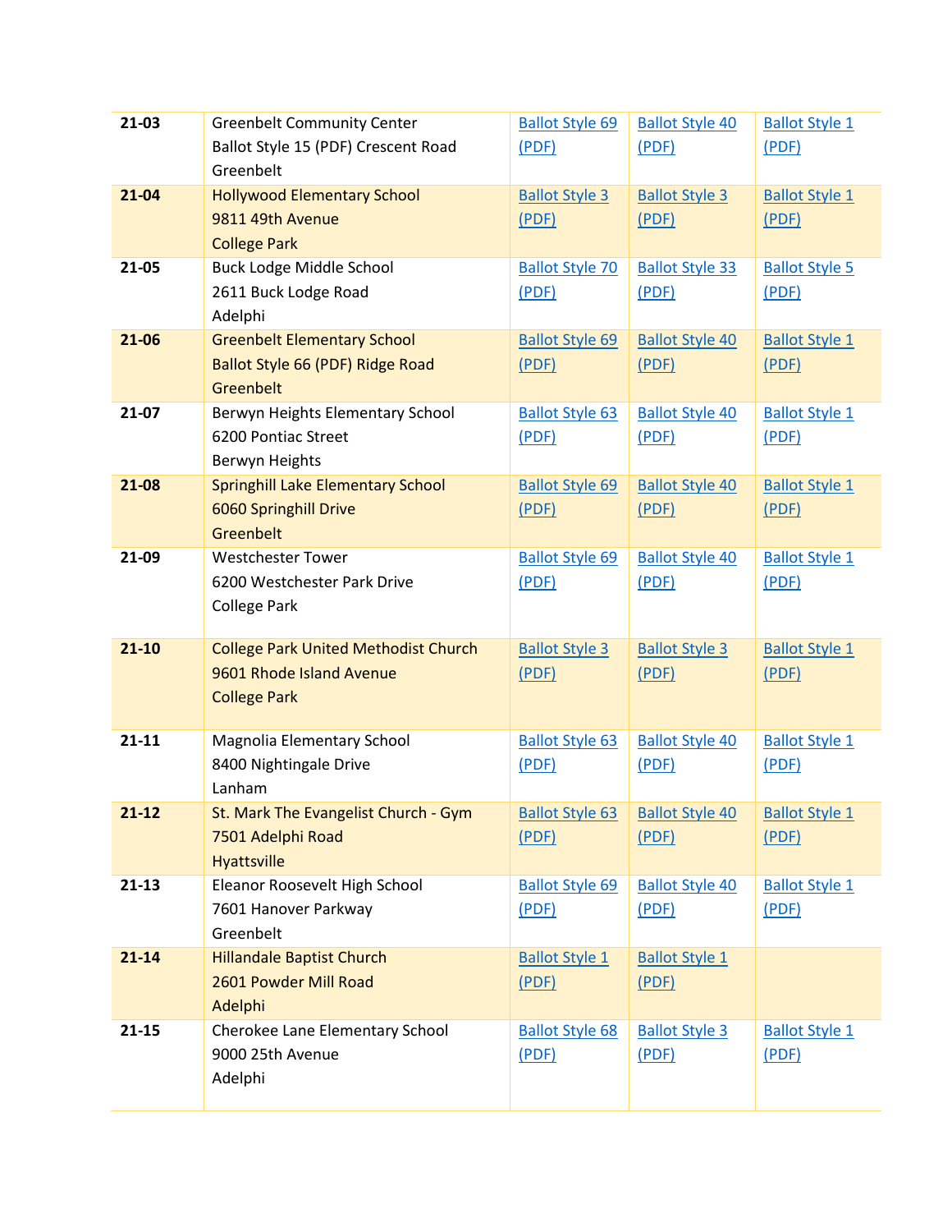| | | | | |
|---|---|---|---|---|
| **21-03** | Greenbelt Community Center<br>Ballot Style 15 (PDF) Crescent Road<br>Greenbelt | Ballot Style 69 (PDF) | Ballot Style 40 (PDF) | Ballot Style 1 (PDF) |
| **21-04** | Hollywood Elementary School<br>9811 49th Avenue<br>College Park | Ballot Style 3 (PDF) | Ballot Style 3 (PDF) | Ballot Style 1 (PDF) |
| **21-05** | Buck Lodge Middle School<br>2611 Buck Lodge Road<br>Adelphi | Ballot Style 70 (PDF) | Ballot Style 33 (PDF) | Ballot Style 5 (PDF) |
| **21-06** | Greenbelt Elementary School<br>Ballot Style 66 (PDF) Ridge Road<br>Greenbelt | Ballot Style 69 (PDF) | Ballot Style 40 (PDF) | Ballot Style 1 (PDF) |
| **21-07** | Berwyn Heights Elementary School<br>6200 Pontiac Street<br>Berwyn Heights | Ballot Style 63 (PDF) | Ballot Style 40 (PDF) | Ballot Style 1 (PDF) |
| **21-08** | Springhill Lake Elementary School<br>6060 Springhill Drive<br>Greenbelt | Ballot Style 69 (PDF) | Ballot Style 40 (PDF) | Ballot Style 1 (PDF) |
| **21-09** | Westchester Tower<br>6200 Westchester Park Drive<br>College Park | Ballot Style 69 (PDF) | Ballot Style 40 (PDF) | Ballot Style 1 (PDF) |
| **21-10** | College Park United Methodist Church<br>9601 Rhode Island Avenue<br>College Park | Ballot Style 3 (PDF) | Ballot Style 3 (PDF) | Ballot Style 1 (PDF) |
| **21-11** | Magnolia Elementary School<br>8400 Nightingale Drive<br>Lanham | Ballot Style 63 (PDF) | Ballot Style 40 (PDF) | Ballot Style 1 (PDF) |
| **21-12** | St. Mark The Evangelist Church - Gym<br>7501 Adelphi Road<br>Hyattsville | Ballot Style 63 (PDF) | Ballot Style 40 (PDF) | Ballot Style 1 (PDF) |
| **21-13** | Eleanor Roosevelt High School<br>7601 Hanover Parkway<br>Greenbelt | Ballot Style 69 (PDF) | Ballot Style 40 (PDF) | Ballot Style 1 (PDF) |
| **21-14** | Hillandale Baptist Church<br>2601 Powder Mill Road<br>Adelphi | Ballot Style 1 (PDF) | Ballot Style 1 (PDF) | |
| **21-15** | Cherokee Lane Elementary School<br>9000 25th Avenue<br>Adelphi | Ballot Style 68 (PDF) | Ballot Style 3 (PDF) | Ballot Style 1 (PDF) |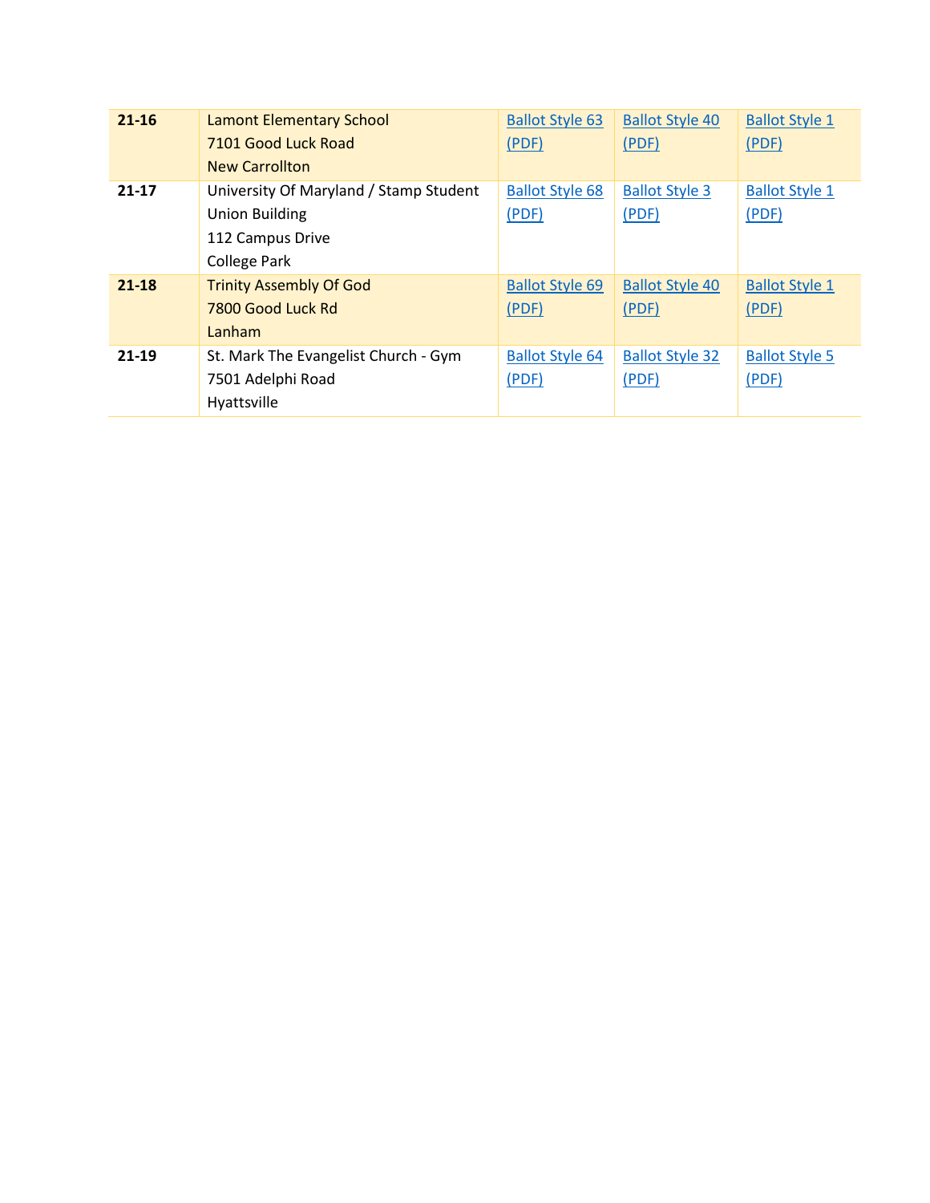| | | | | |
|---|---|---|---|---|
| **21-16** | Lamont Elementary School<br>7101 Good Luck Road<br>New Carrollton | Ballot Style 63 (PDF) | Ballot Style 40 (PDF) | Ballot Style 1 (PDF) |
| **21-17** | University Of Maryland / Stamp Student Union Building<br>112 Campus Drive<br>College Park | Ballot Style 68 (PDF) | Ballot Style 3 (PDF) | Ballot Style 1 (PDF) |
| **21-18** | Trinity Assembly Of God<br>7800 Good Luck Rd<br>Lanham | Ballot Style 69 (PDF) | Ballot Style 40 (PDF) | Ballot Style 1 (PDF) |
| **21-19** | St. Mark The Evangelist Church - Gym<br>7501 Adelphi Road<br>Hyattsville | Ballot Style 64 (PDF) | Ballot Style 32 (PDF) | Ballot Style 5 (PDF) |